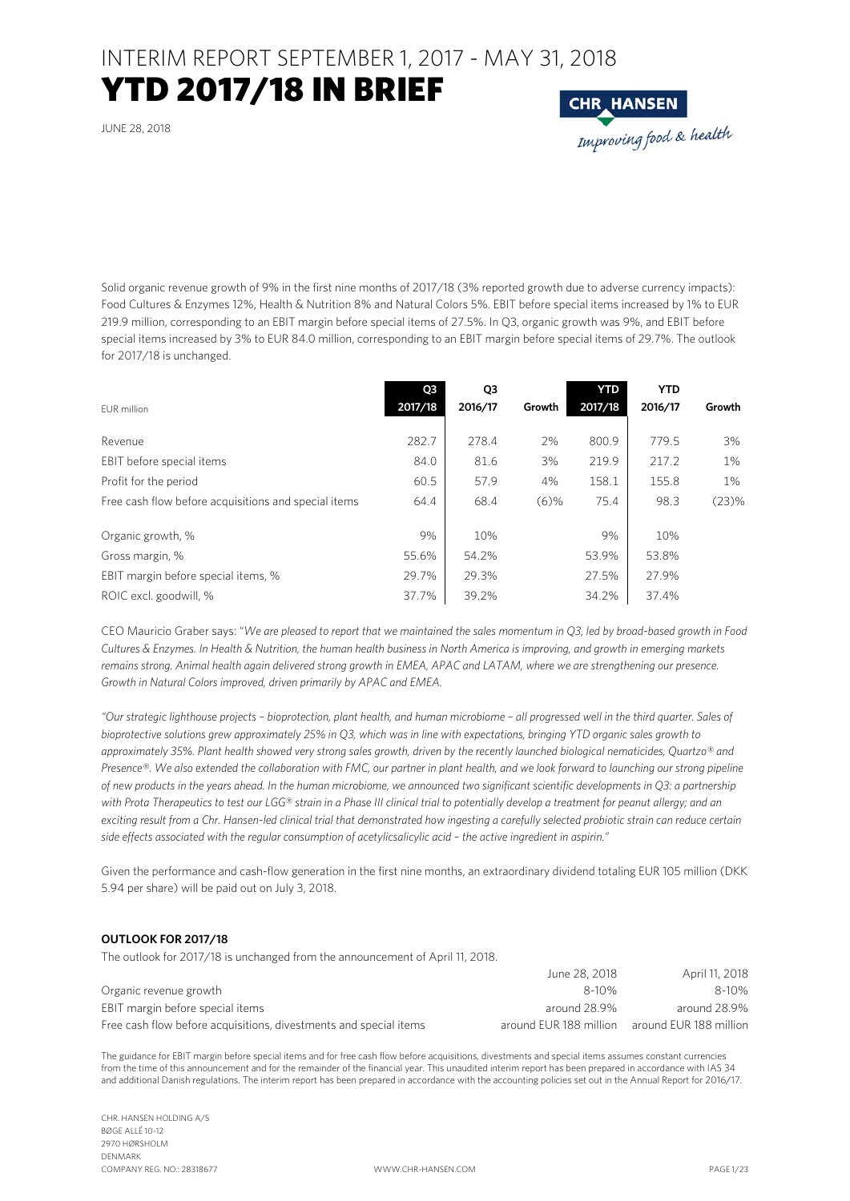# INTERIM REPORT SEPTEMBER 1, 2017 - MAY 31, 2018

# YTD 2017/18 IN BRIEF

JUNE 28, 2018

Solid organic revenue growth of 9% in the first nine months of 2017/18 (3% reported growth due to adverse currency impacts): Food Cultures & Enzymes 12%, Health & Nutrition 8% and Natural Colors 5%. EBIT before special items increased by 1% to EUR 219.9 million, corresponding to an EBIT margin before special items of 27.5%. In Q3, organic growth was 9%, and EBIT before special items increased by 3% to EUR 84.0 million, corresponding to an EBIT margin before special items of 29.7%. The outlook for 2017/18 is unchanged.

| EUR million | Q3 2017/18 | Q3 2016/17 | Growth | YTD 2017/18 | YTD 2016/17 | Growth |
|---|---|---|---|---|---|---|
| Revenue | 282.7 | 278.4 | 2% | 800.9 | 779.5 | 3% |
| EBIT before special items | 84.0 | 81.6 | 3% | 219.9 | 217.2 | 1% |
| Profit for the period | 60.5 | 57.9 | 4% | 158.1 | 155.8 | 1% |
| Free cash flow before acquisitions and special items | 64.4 | 68.4 | (6)% | 75.4 | 98.3 | (23)% |
| Organic growth, % | 9% | 10% | | 9% | 10% | |
| Gross margin, % | 55.6% | 54.2% | | 53.9% | 53.8% | |
| EBIT margin before special items, % | 29.7% | 29.3% | | 27.5% | 27.9% | |
| ROIC excl. goodwill, % | 37.7% | 39.2% | | 34.2% | 37.4% | |

CEO Mauricio Graber says: "*We are pleased to report that we maintained the sales momentum in Q3, led by broad-based growth in Food Cultures & Enzymes. In Health & Nutrition, the human health business in North America is improving, and growth in emerging markets remains strong. Animal health again delivered strong growth in EMEA, APAC and LATAM, where we are strengthening our presence. Growth in Natural Colors improved, driven primarily by APAC and EMEA.*

*"Our strategic lighthouse projects – bioprotection, plant health, and human microbiome – all progressed well in the third quarter. Sales of bioprotective solutions grew approximately 25% in Q3, which was in line with expectations, bringing YTD organic sales growth to approximately 35%. Plant health showed very strong sales growth, driven by the recently launched biological nematicides, Quartzo® and Presence®. We also extended the collaboration with FMC, our partner in plant health, and we look forward to launching our strong pipeline of new products in the years ahead. In the human microbiome, we announced two significant scientific developments in Q3: a partnership with Prota Therapeutics to test our LGG® strain in a Phase III clinical trial to potentially develop a treatment for peanut allergy; and an exciting result from a Chr. Hansen-led clinical trial that demonstrated how ingesting a carefully selected probiotic strain can reduce certain side effects associated with the regular consumption of acetylicsalicylic acid – the active ingredient in aspirin."*

Given the performance and cash-flow generation in the first nine months, an extraordinary dividend totaling EUR 105 million (DKK 5.94 per share) will be paid out on July 3, 2018.

**OUTLOOK FOR 2017/18**

The outlook for 2017/18 is unchanged from the announcement of April 11, 2018.

| | June 28, 2018 | April 11, 2018 |
|---|---|---|
| Organic revenue growth | 8-10% | 8-10% |
| EBIT margin before special items | around 28.9% | around 28.9% |
| Free cash flow before acquisitions, divestments and special items | around EUR 188 million | around EUR 188 million |

The guidance for EBIT margin before special items and for free cash flow before acquisitions, divestments and special items assumes constant currencies from the time of this announcement and for the remainder of the financial year. This unaudited interim report has been prepared in accordance with IAS 34 and additional Danish regulations. The interim report has been prepared in accordance with the accounting policies set out in the Annual Report for 2016/17.

CHR. HANSEN HOLDING A/S
BØGE ALLÉ 10-12
2970 HØRSHOLM
DENMARK
COMPANY REG. NO.: 28318677

WWW.CHR-HANSEN.COM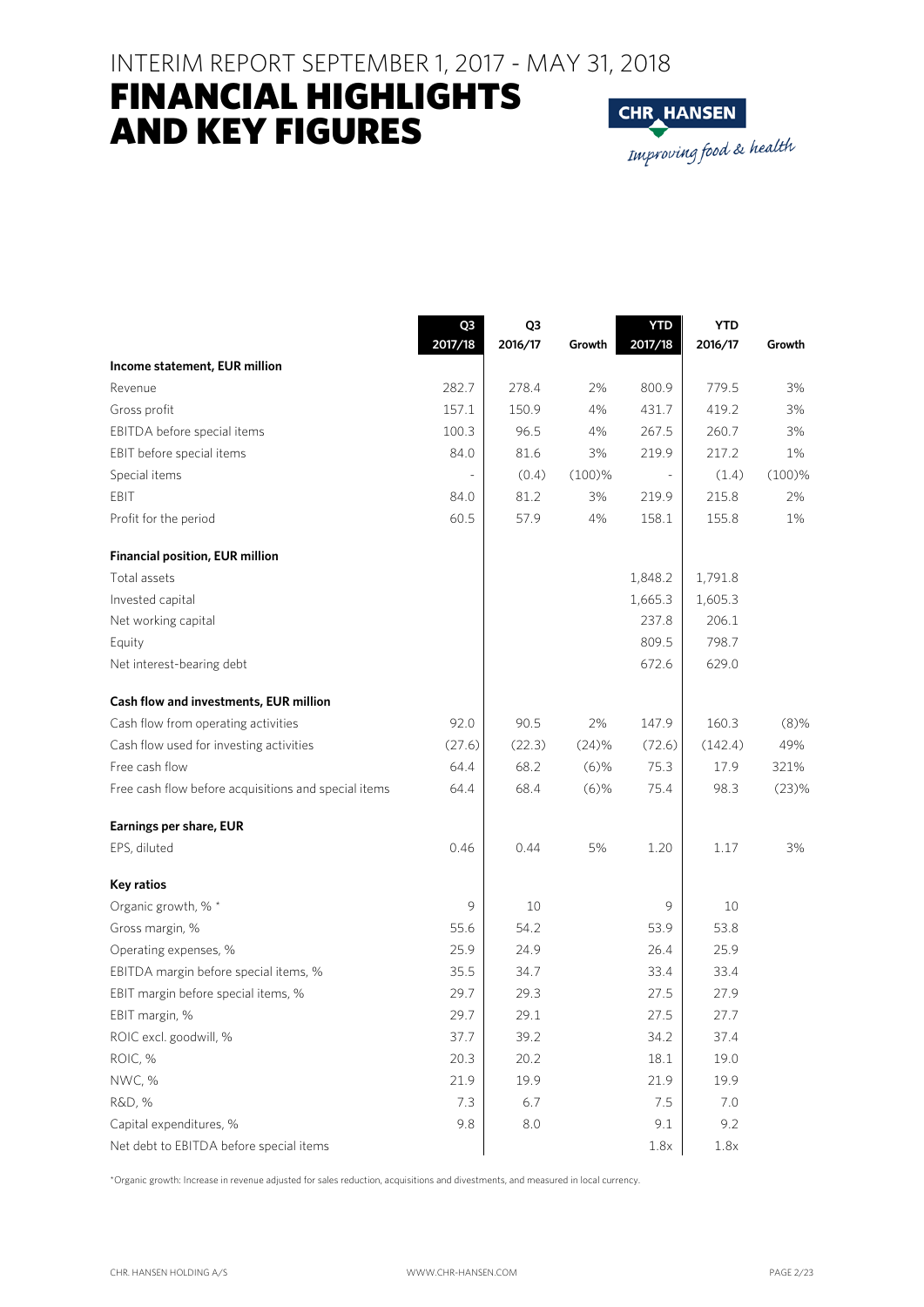# INTERIM REPORT SEPTEMBER 1, 2017 - MAY 31, 2018

# FINANCIAL HIGHLIGHTS AND KEY FIGURES

CHR HANSEN

*Improving food & health*

| | Q3 2017/18 | Q3 2016/17 | Growth | YTD 2017/18 | YTD 2016/17 | Growth |
|---|---|---|---|---|---|---|
| **Income statement, EUR million** | | | | | | |
| Revenue | 282.7 | 278.4 | 2% | 800.9 | 779.5 | 3% |
| Gross profit | 157.1 | 150.9 | 4% | 431.7 | 419.2 | 3% |
| EBITDA before special items | 100.3 | 96.5 | 4% | 267.5 | 260.7 | 3% |
| EBIT before special items | 84.0 | 81.6 | 3% | 219.9 | 217.2 | 1% |
| Special items | - | (0.4) | (100)% | - | (1.4) | (100)% |
| EBIT | 84.0 | 81.2 | 3% | 219.9 | 215.8 | 2% |
| Profit for the period | 60.5 | 57.9 | 4% | 158.1 | 155.8 | 1% |
| **Financial position, EUR million** | | | | | | |
| Total assets | | | | 1,848.2 | 1,791.8 | |
| Invested capital | | | | 1,665.3 | 1,605.3 | |
| Net working capital | | | | 237.8 | 206.1 | |
| Equity | | | | 809.5 | 798.7 | |
| Net interest-bearing debt | | | | 672.6 | 629.0 | |
| **Cash flow and investments, EUR million** | | | | | | |
| Cash flow from operating activities | 92.0 | 90.5 | 2% | 147.9 | 160.3 | (8)% |
| Cash flow used for investing activities | (27.6) | (22.3) | (24)% | (72.6) | (142.4) | 49% |
| Free cash flow | 64.4 | 68.2 | (6)% | 75.3 | 17.9 | 321% |
| Free cash flow before acquisitions and special items | 64.4 | 68.4 | (6)% | 75.4 | 98.3 | (23)% |
| **Earnings per share, EUR** | | | | | | |
| EPS, diluted | 0.46 | 0.44 | 5% | 1.20 | 1.17 | 3% |
| **Key ratios** | | | | | | |
| Organic growth, % * | 9 | 10 | | 9 | 10 | |
| Gross margin, % | 55.6 | 54.2 | | 53.9 | 53.8 | |
| Operating expenses, % | 25.9 | 24.9 | | 26.4 | 25.9 | |
| EBITDA margin before special items, % | 35.5 | 34.7 | | 33.4 | 33.4 | |
| EBIT margin before special items, % | 29.7 | 29.3 | | 27.5 | 27.9 | |
| EBIT margin, % | 29.7 | 29.1 | | 27.5 | 27.7 | |
| ROIC excl. goodwill, % | 37.7 | 39.2 | | 34.2 | 37.4 | |
| ROIC, % | 20.3 | 20.2 | | 18.1 | 19.0 | |
| NWC, % | 21.9 | 19.9 | | 21.9 | 19.9 | |
| R&D, % | 7.3 | 6.7 | | 7.5 | 7.0 | |
| Capital expenditures, % | 9.8 | 8.0 | | 9.1 | 9.2 | |
| Net debt to EBITDA before special items | | | | 1.8x | 1.8x | |

*Organic growth: Increase in revenue adjusted for sales reduction, acquisitions and divestments, and measured in local currency.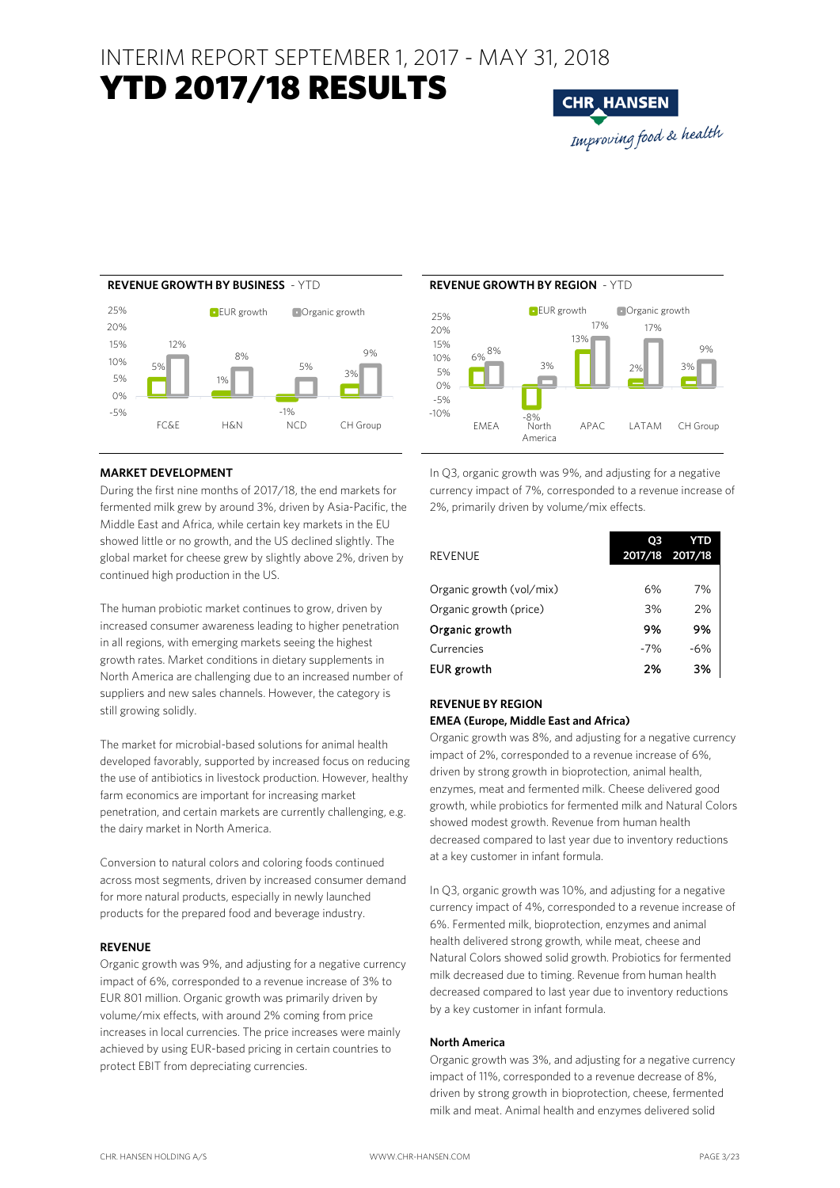# INTERIM REPORT SEPTEMBER 1, 2017 - MAY 31, 2018
# YTD 2017/18 RESULTS

CHR HANSEN *Improving food & health*

**REVENUE GROWTH BY BUSINESS** - YTD

| | EUR growth | Organic growth |
|---|---|---|
| FC&E | 5% | 12% |
| H&N | 1% | 8% |
| NCD | -1% | 5% |
| CH Group | 3% | 9% |

**REVENUE GROWTH BY REGION** - YTD

| | EUR growth | Organic growth |
|---|---|---|
| EMEA | 6% | 8% |
| North America | -8% | 3% |
| APAC | 13% | 17% |
| LATAM | 2% | 17% |
| CH Group | 3% | 9% |

### MARKET DEVELOPMENT

During the first nine months of 2017/18, the end markets for fermented milk grew by around 3%, driven by Asia-Pacific, the Middle East and Africa, while certain key markets in the EU showed little or no growth, and the US declined slightly. The global market for cheese grew by slightly above 2%, driven by continued high production in the US.

The human probiotic market continues to grow, driven by increased consumer awareness leading to higher penetration in all regions, with emerging markets seeing the highest growth rates. Market conditions in dietary supplements in North America are challenging due to an increased number of suppliers and new sales channels. However, the category is still growing solidly.

The market for microbial-based solutions for animal health developed favorably, supported by increased focus on reducing the use of antibiotics in livestock production. However, healthy farm economics are important for increasing market penetration, and certain markets are currently challenging, e.g. the dairy market in North America.

Conversion to natural colors and coloring foods continued across most segments, driven by increased consumer demand for more natural products, especially in newly launched products for the prepared food and beverage industry.

### REVENUE

Organic growth was 9%, and adjusting for a negative currency impact of 6%, corresponded to a revenue increase of 3% to EUR 801 million. Organic growth was primarily driven by volume/mix effects, with around 2% coming from price increases in local currencies. The price increases were mainly achieved by using EUR-based pricing in certain countries to protect EBIT from depreciating currencies.

In Q3, organic growth was 9%, and adjusting for a negative currency impact of 7%, corresponded to a revenue increase of 2%, primarily driven by volume/mix effects.

| REVENUE | Q3 2017/18 | YTD 2017/18 |
|---|---|---|
| Organic growth (vol/mix) | 6% | 7% |
| Organic growth (price) | 3% | 2% |
| **Organic growth** | **9%** | **9%** |
| Currencies | -7% | -6% |
| **EUR growth** | **2%** | **3%** |

### REVENUE BY REGION

**EMEA (Europe, Middle East and Africa)**

Organic growth was 8%, and adjusting for a negative currency impact of 2%, corresponded to a revenue increase of 6%, driven by strong growth in bioprotection, animal health, enzymes, meat and fermented milk. Cheese delivered good growth, while probiotics for fermented milk and Natural Colors showed modest growth. Revenue from human health decreased compared to last year due to inventory reductions at a key customer in infant formula.

In Q3, organic growth was 10%, and adjusting for a negative currency impact of 4%, corresponded to a revenue increase of 6%. Fermented milk, bioprotection, enzymes and animal health delivered strong growth, while meat, cheese and Natural Colors showed solid growth. Probiotics for fermented milk decreased due to timing. Revenue from human health decreased compared to last year due to inventory reductions by a key customer in infant formula.

**North America**

Organic growth was 3%, and adjusting for a negative currency impact of 11%, corresponded to a revenue decrease of 8%, driven by strong growth in bioprotection, cheese, fermented milk and meat. Animal health and enzymes delivered solid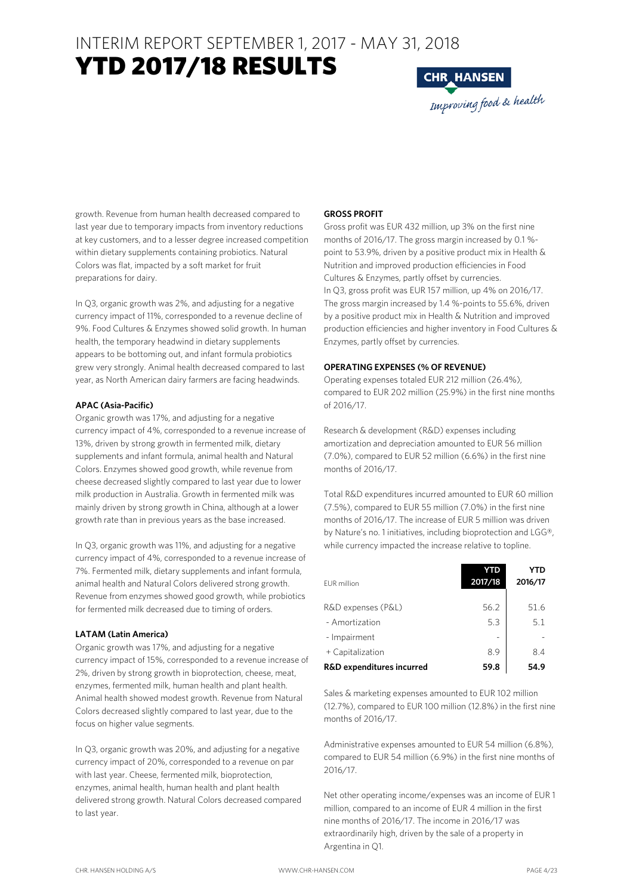growth. Revenue from human health decreased compared to last year due to temporary impacts from inventory reductions at key customers, and to a lesser degree increased competition within dietary supplements containing probiotics. Natural Colors was flat, impacted by a soft market for fruit preparations for dairy.

In Q3, organic growth was 2%, and adjusting for a negative currency impact of 11%, corresponded to a revenue decline of 9%. Food Cultures & Enzymes showed solid growth. In human health, the temporary headwind in dietary supplements appears to be bottoming out, and infant formula probiotics grew very strongly. Animal health decreased compared to last year, as North American dairy farmers are facing headwinds.

**APAC (Asia-Pacific)**

Organic growth was 17%, and adjusting for a negative currency impact of 4%, corresponded to a revenue increase of 13%, driven by strong growth in fermented milk, dietary supplements and infant formula, animal health and Natural Colors. Enzymes showed good growth, while revenue from cheese decreased slightly compared to last year due to lower milk production in Australia. Growth in fermented milk was mainly driven by strong growth in China, although at a lower growth rate than in previous years as the base increased.

In Q3, organic growth was 11%, and adjusting for a negative currency impact of 4%, corresponded to a revenue increase of 7%. Fermented milk, dietary supplements and infant formula, animal health and Natural Colors delivered strong growth. Revenue from enzymes showed good growth, while probiotics for fermented milk decreased due to timing of orders.

**LATAM (Latin America)**

Organic growth was 17%, and adjusting for a negative currency impact of 15%, corresponded to a revenue increase of 2%, driven by strong growth in bioprotection, cheese, meat, enzymes, fermented milk, human health and plant health. Animal health showed modest growth. Revenue from Natural Colors decreased slightly compared to last year, due to the focus on higher value segments.

In Q3, organic growth was 20%, and adjusting for a negative currency impact of 20%, corresponded to a revenue on par with last year. Cheese, fermented milk, bioprotection, enzymes, animal health, human health and plant health delivered strong growth. Natural Colors decreased compared to last year.

**GROSS PROFIT**

Gross profit was EUR 432 million, up 3% on the first nine months of 2016/17. The gross margin increased by 0.1 %-point to 53.9%, driven by a positive product mix in Health & Nutrition and improved production efficiencies in Food Cultures & Enzymes, partly offset by currencies.
In Q3, gross profit was EUR 157 million, up 4% on 2016/17. The gross margin increased by 1.4 %-points to 55.6%, driven by a positive product mix in Health & Nutrition and improved production efficiencies and higher inventory in Food Cultures & Enzymes, partly offset by currencies.

**OPERATING EXPENSES (% OF REVENUE)**

Operating expenses totaled EUR 212 million (26.4%), compared to EUR 202 million (25.9%) in the first nine months of 2016/17.

Research & development (R&D) expenses including amortization and depreciation amounted to EUR 56 million (7.0%), compared to EUR 52 million (6.6%) in the first nine months of 2016/17.

Total R&D expenditures incurred amounted to EUR 60 million (7.5%), compared to EUR 55 million (7.0%) in the first nine months of 2016/17. The increase of EUR 5 million was driven by Nature's no. 1 initiatives, including bioprotection and LGG®, while currency impacted the increase relative to topline.

| EUR million | YTD 2017/18 | YTD 2016/17 |
|---|---|---|
| R&D expenses (P&L) | 56.2 | 51.6 |
| - Amortization | 5.3 | 5.1 |
| - Impairment | - | - |
| + Capitalization | 8.9 | 8.4 |
| **R&D expenditures incurred** | **59.8** | **54.9** |

Sales & marketing expenses amounted to EUR 102 million (12.7%), compared to EUR 100 million (12.8%) in the first nine months of 2016/17.

Administrative expenses amounted to EUR 54 million (6.8%), compared to EUR 54 million (6.9%) in the first nine months of 2016/17.

Net other operating income/expenses was an income of EUR 1 million, compared to an income of EUR 4 million in the first nine months of 2016/17. The income in 2016/17 was extraordinarily high, driven by the sale of a property in Argentina in Q1.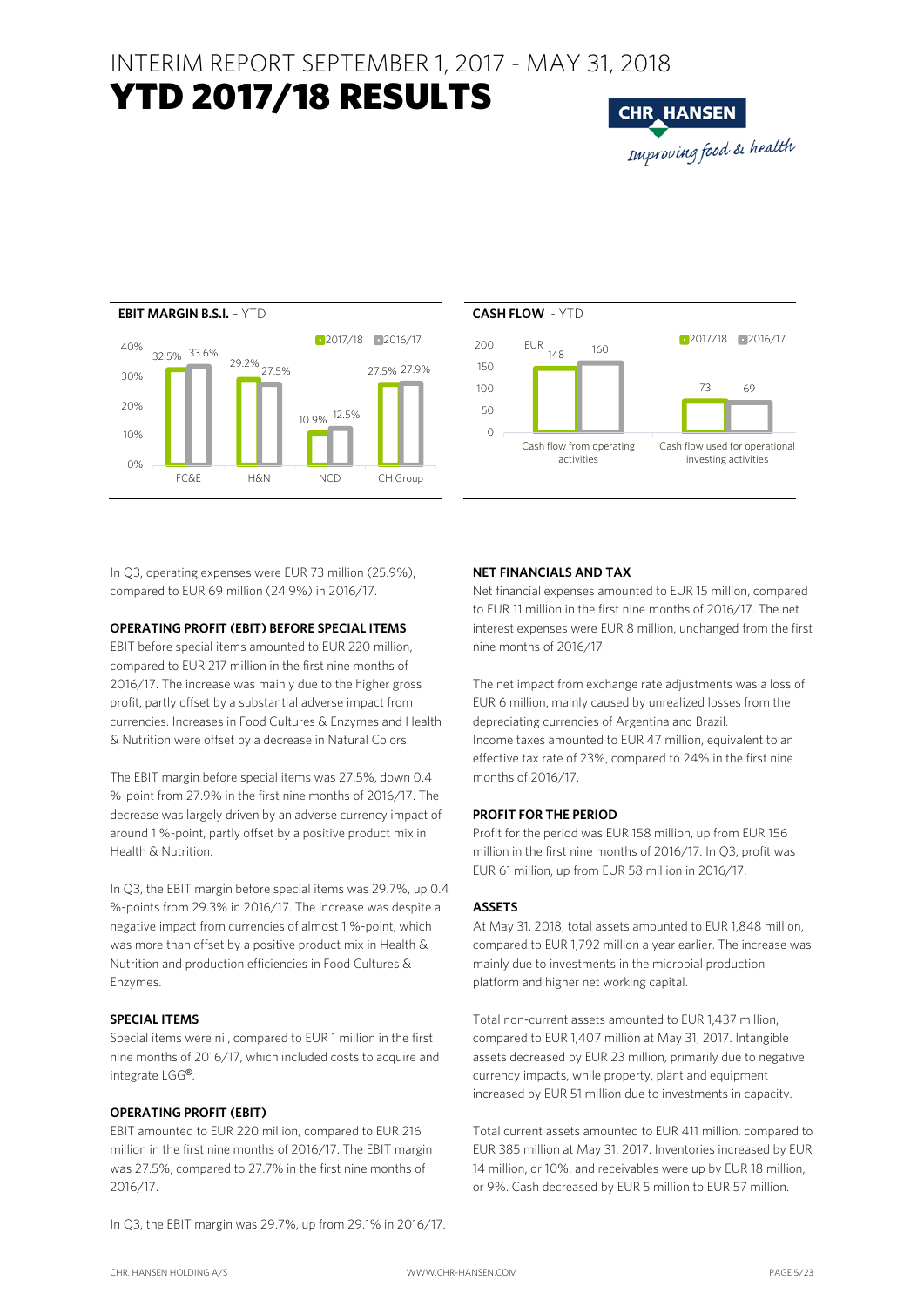# INTERIM REPORT SEPTEMBER 1, 2017 - MAY 31, 2018

# YTD 2017/18 RESULTS

**EBIT MARGIN B.S.I.** – YTD

| | 2017/18 | 2016/17 |
|---|---|---|
| FC&E | 32.5% | 33.6% |
| H&N | 29.2% | 27.5% |
| NCD | 10.9% | 12.5% |
| CH Group | 27.5% | 27.9% |

**CASH FLOW** - YTD

| EUR | 2017/18 | 2016/17 |
|---|---|---|
| Cash flow from operating activities | 148 | 160 |
| Cash flow used for operational investing activities | 73 | 69 |

In Q3, operating expenses were EUR 73 million (25.9%), compared to EUR 69 million (24.9%) in 2016/17.

**OPERATING PROFIT (EBIT) BEFORE SPECIAL ITEMS**

EBIT before special items amounted to EUR 220 million, compared to EUR 217 million in the first nine months of 2016/17. The increase was mainly due to the higher gross profit, partly offset by a substantial adverse impact from currencies. Increases in Food Cultures & Enzymes and Health & Nutrition were offset by a decrease in Natural Colors.

The EBIT margin before special items was 27.5%, down 0.4 %-point from 27.9% in the first nine months of 2016/17. The decrease was largely driven by an adverse currency impact of around 1 %-point, partly offset by a positive product mix in Health & Nutrition.

In Q3, the EBIT margin before special items was 29.7%, up 0.4 %-points from 29.3% in 2016/17. The increase was despite a negative impact from currencies of almost 1 %-point, which was more than offset by a positive product mix in Health & Nutrition and production efficiencies in Food Cultures & Enzymes.

**SPECIAL ITEMS**

Special items were nil, compared to EUR 1 million in the first nine months of 2016/17, which included costs to acquire and integrate LGG®.

**OPERATING PROFIT (EBIT)**

EBIT amounted to EUR 220 million, compared to EUR 216 million in the first nine months of 2016/17. The EBIT margin was 27.5%, compared to 27.7% in the first nine months of 2016/17.

In Q3, the EBIT margin was 29.7%, up from 29.1% in 2016/17.

**NET FINANCIALS AND TAX**

Net financial expenses amounted to EUR 15 million, compared to EUR 11 million in the first nine months of 2016/17. The net interest expenses were EUR 8 million, unchanged from the first nine months of 2016/17.

The net impact from exchange rate adjustments was a loss of EUR 6 million, mainly caused by unrealized losses from the depreciating currencies of Argentina and Brazil.
Income taxes amounted to EUR 47 million, equivalent to an effective tax rate of 23%, compared to 24% in the first nine months of 2016/17.

**PROFIT FOR THE PERIOD**

Profit for the period was EUR 158 million, up from EUR 156 million in the first nine months of 2016/17. In Q3, profit was EUR 61 million, up from EUR 58 million in 2016/17.

**ASSETS**

At May 31, 2018, total assets amounted to EUR 1,848 million, compared to EUR 1,792 million a year earlier. The increase was mainly due to investments in the microbial production platform and higher net working capital.

Total non-current assets amounted to EUR 1,437 million, compared to EUR 1,407 million at May 31, 2017. Intangible assets decreased by EUR 23 million, primarily due to negative currency impacts, while property, plant and equipment increased by EUR 51 million due to investments in capacity.

Total current assets amounted to EUR 411 million, compared to EUR 385 million at May 31, 2017. Inventories increased by EUR 14 million, or 10%, and receivables were up by EUR 18 million, or 9%. Cash decreased by EUR 5 million to EUR 57 million.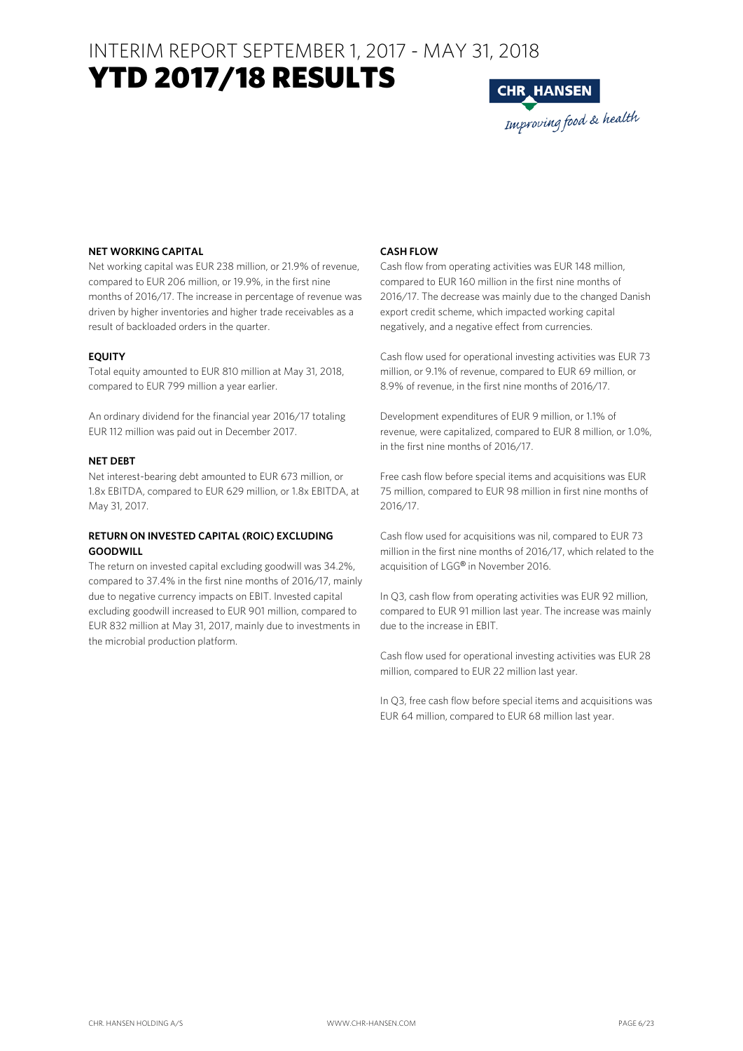## NET WORKING CAPITAL

Net working capital was EUR 238 million, or 21.9% of revenue, compared to EUR 206 million, or 19.9%, in the first nine months of 2016/17. The increase in percentage of revenue was driven by higher inventories and higher trade receivables as a result of backloaded orders in the quarter.

## EQUITY

Total equity amounted to EUR 810 million at May 31, 2018, compared to EUR 799 million a year earlier.

An ordinary dividend for the financial year 2016/17 totaling EUR 112 million was paid out in December 2017.

## NET DEBT

Net interest-bearing debt amounted to EUR 673 million, or 1.8x EBITDA, compared to EUR 629 million, or 1.8x EBITDA, at May 31, 2017.

## RETURN ON INVESTED CAPITAL (ROIC) EXCLUDING GOODWILL

The return on invested capital excluding goodwill was 34.2%, compared to 37.4% in the first nine months of 2016/17, mainly due to negative currency impacts on EBIT. Invested capital excluding goodwill increased to EUR 901 million, compared to EUR 832 million at May 31, 2017, mainly due to investments in the microbial production platform.

## CASH FLOW

Cash flow from operating activities was EUR 148 million, compared to EUR 160 million in the first nine months of 2016/17. The decrease was mainly due to the changed Danish export credit scheme, which impacted working capital negatively, and a negative effect from currencies.

Cash flow used for operational investing activities was EUR 73 million, or 9.1% of revenue, compared to EUR 69 million, or 8.9% of revenue, in the first nine months of 2016/17.

Development expenditures of EUR 9 million, or 1.1% of revenue, were capitalized, compared to EUR 8 million, or 1.0%, in the first nine months of 2016/17.

Free cash flow before special items and acquisitions was EUR 75 million, compared to EUR 98 million in first nine months of 2016/17.

Cash flow used for acquisitions was nil, compared to EUR 73 million in the first nine months of 2016/17, which related to the acquisition of LGG® in November 2016.

In Q3, cash flow from operating activities was EUR 92 million, compared to EUR 91 million last year. The increase was mainly due to the increase in EBIT.

Cash flow used for operational investing activities was EUR 28 million, compared to EUR 22 million last year.

In Q3, free cash flow before special items and acquisitions was EUR 64 million, compared to EUR 68 million last year.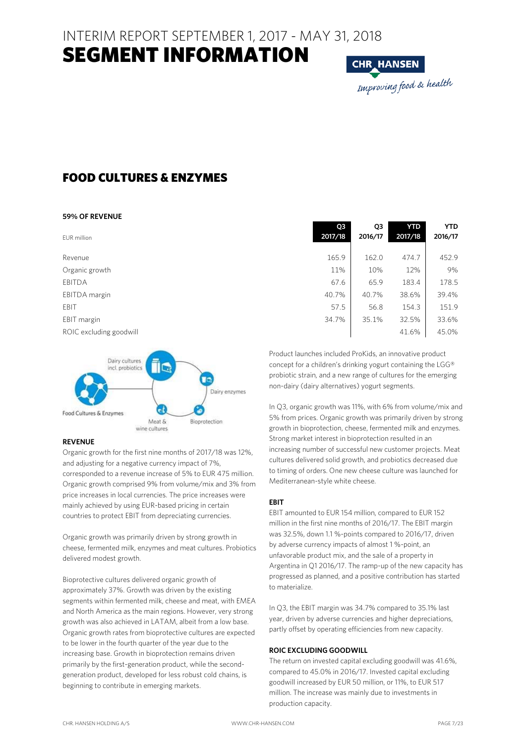# INTERIM REPORT SEPTEMBER 1, 2017 - MAY 31, 2018
# SEGMENT INFORMATION

## FOOD CULTURES & ENZYMES

**59% OF REVENUE**

| EUR million | Q3 2017/18 | Q3 2016/17 | YTD 2017/18 | YTD 2016/17 |
|---|---|---|---|---|
| Revenue | 165.9 | 162.0 | 474.7 | 452.9 |
| Organic growth | 11% | 10% | 12% | 9% |
| EBITDA | 67.6 | 65.9 | 183.4 | 178.5 |
| EBITDA margin | 40.7% | 40.7% | 38.6% | 39.4% |
| EBIT | 57.5 | 56.8 | 154.3 | 151.9 |
| EBIT margin | 34.7% | 35.1% | 32.5% | 33.6% |
| ROIC excluding goodwill | | | 41.6% | 45.0% |

Dairy cultures incl. probiotics, Dairy enzymes, Bioprotection, Meat & wine cultures, Food Cultures & Enzymes

### REVENUE

Organic growth for the first nine months of 2017/18 was 12%, and adjusting for a negative currency impact of 7%, corresponded to a revenue increase of 5% to EUR 475 million. Organic growth comprised 9% from volume/mix and 3% from price increases in local currencies. The price increases were mainly achieved by using EUR-based pricing in certain countries to protect EBIT from depreciating currencies.

Organic growth was primarily driven by strong growth in cheese, fermented milk, enzymes and meat cultures. Probiotics delivered modest growth.

Bioprotective cultures delivered organic growth of approximately 37%. Growth was driven by the existing segments within fermented milk, cheese and meat, with EMEA and North America as the main regions. However, very strong growth was also achieved in LATAM, albeit from a low base. Organic growth rates from bioprotective cultures are expected to be lower in the fourth quarter of the year due to the increasing base. Growth in bioprotection remains driven primarily by the first-generation product, while the second-generation product, developed for less robust cold chains, is beginning to contribute in emerging markets.

Product launches included ProKids, an innovative product concept for a children's drinking yogurt containing the LGG® probiotic strain, and a new range of cultures for the emerging non-dairy (dairy alternatives) yogurt segments.

In Q3, organic growth was 11%, with 6% from volume/mix and 5% from prices. Organic growth was primarily driven by strong growth in bioprotection, cheese, fermented milk and enzymes. Strong market interest in bioprotection resulted in an increasing number of successful new customer projects. Meat cultures delivered solid growth, and probiotics decreased due to timing of orders. One new cheese culture was launched for Mediterranean-style white cheese.

### EBIT

EBIT amounted to EUR 154 million, compared to EUR 152 million in the first nine months of 2016/17. The EBIT margin was 32.5%, down 1.1 %-points compared to 2016/17, driven by adverse currency impacts of almost 1 %-point, an unfavorable product mix, and the sale of a property in Argentina in Q1 2016/17. The ramp-up of the new capacity has progressed as planned, and a positive contribution has started to materialize.

In Q3, the EBIT margin was 34.7% compared to 35.1% last year, driven by adverse currencies and higher depreciations, partly offset by operating efficiencies from new capacity.

### ROIC EXCLUDING GOODWILL

The return on invested capital excluding goodwill was 41.6%, compared to 45.0% in 2016/17. Invested capital excluding goodwill increased by EUR 50 million, or 11%, to EUR 517 million. The increase was mainly due to investments in production capacity.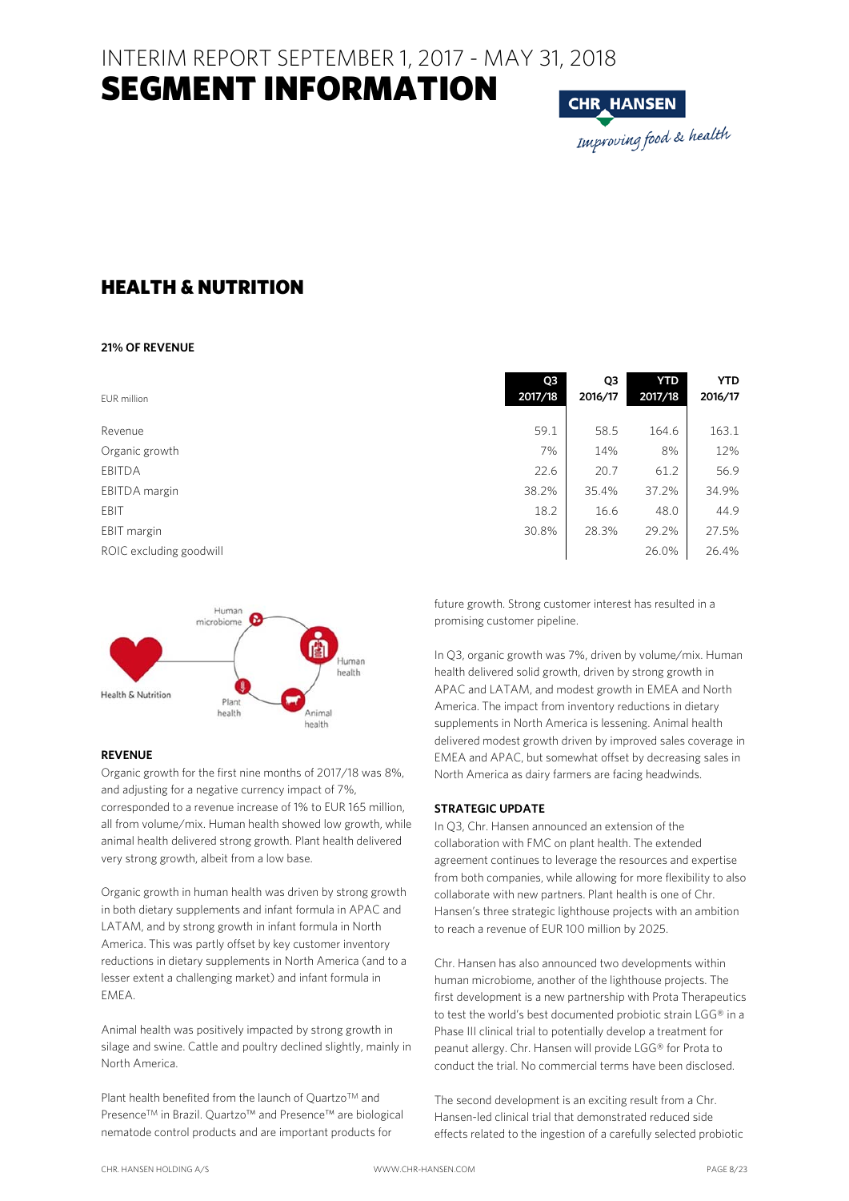# INTERIM REPORT SEPTEMBER 1, 2017 - MAY 31, 2018
# SEGMENT INFORMATION

## HEALTH & NUTRITION

**21% OF REVENUE**

| EUR million | Q3 2017/18 | Q3 2016/17 | YTD 2017/18 | YTD 2016/17 |
|---|---|---|---|---|
| Revenue | 59.1 | 58.5 | 164.6 | 163.1 |
| Organic growth | 7% | 14% | 8% | 12% |
| EBITDA | 22.6 | 20.7 | 61.2 | 56.9 |
| EBITDA margin | 38.2% | 35.4% | 37.2% | 34.9% |
| EBIT | 18.2 | 16.6 | 48.0 | 44.9 |
| EBIT margin | 30.8% | 28.3% | 29.2% | 27.5% |
| ROIC excluding goodwill | | | 26.0% | 26.4% |

### REVENUE

Organic growth for the first nine months of 2017/18 was 8%, and adjusting for a negative currency impact of 7%, corresponded to a revenue increase of 1% to EUR 165 million, all from volume/mix. Human health showed low growth, while animal health delivered strong growth. Plant health delivered very strong growth, albeit from a low base.

Organic growth in human health was driven by strong growth in both dietary supplements and infant formula in APAC and LATAM, and by strong growth in infant formula in North America. This was partly offset by key customer inventory reductions in dietary supplements in North America (and to a lesser extent a challenging market) and infant formula in EMEA.

Animal health was positively impacted by strong growth in silage and swine. Cattle and poultry declined slightly, mainly in North America.

Plant health benefited from the launch of Quartzo™ and Presence™ in Brazil. Quartzo™ and Presence™ are biological nematode control products and are important products for future growth. Strong customer interest has resulted in a promising customer pipeline.

In Q3, organic growth was 7%, driven by volume/mix. Human health delivered solid growth, driven by strong growth in APAC and LATAM, and modest growth in EMEA and North America. The impact from inventory reductions in dietary supplements in North America is lessening. Animal health delivered modest growth driven by improved sales coverage in EMEA and APAC, but somewhat offset by decreasing sales in North America as dairy farmers are facing headwinds.

### STRATEGIC UPDATE

In Q3, Chr. Hansen announced an extension of the collaboration with FMC on plant health. The extended agreement continues to leverage the resources and expertise from both companies, while allowing for more flexibility to also collaborate with new partners. Plant health is one of Chr. Hansen's three strategic lighthouse projects with an ambition to reach a revenue of EUR 100 million by 2025.

Chr. Hansen has also announced two developments within human microbiome, another of the lighthouse projects. The first development is a new partnership with Prota Therapeutics to test the world's best documented probiotic strain LGG® in a Phase III clinical trial to potentially develop a treatment for peanut allergy. Chr. Hansen will provide LGG® for Prota to conduct the trial. No commercial terms have been disclosed.

The second development is an exciting result from a Chr. Hansen-led clinical trial that demonstrated reduced side effects related to the ingestion of a carefully selected probiotic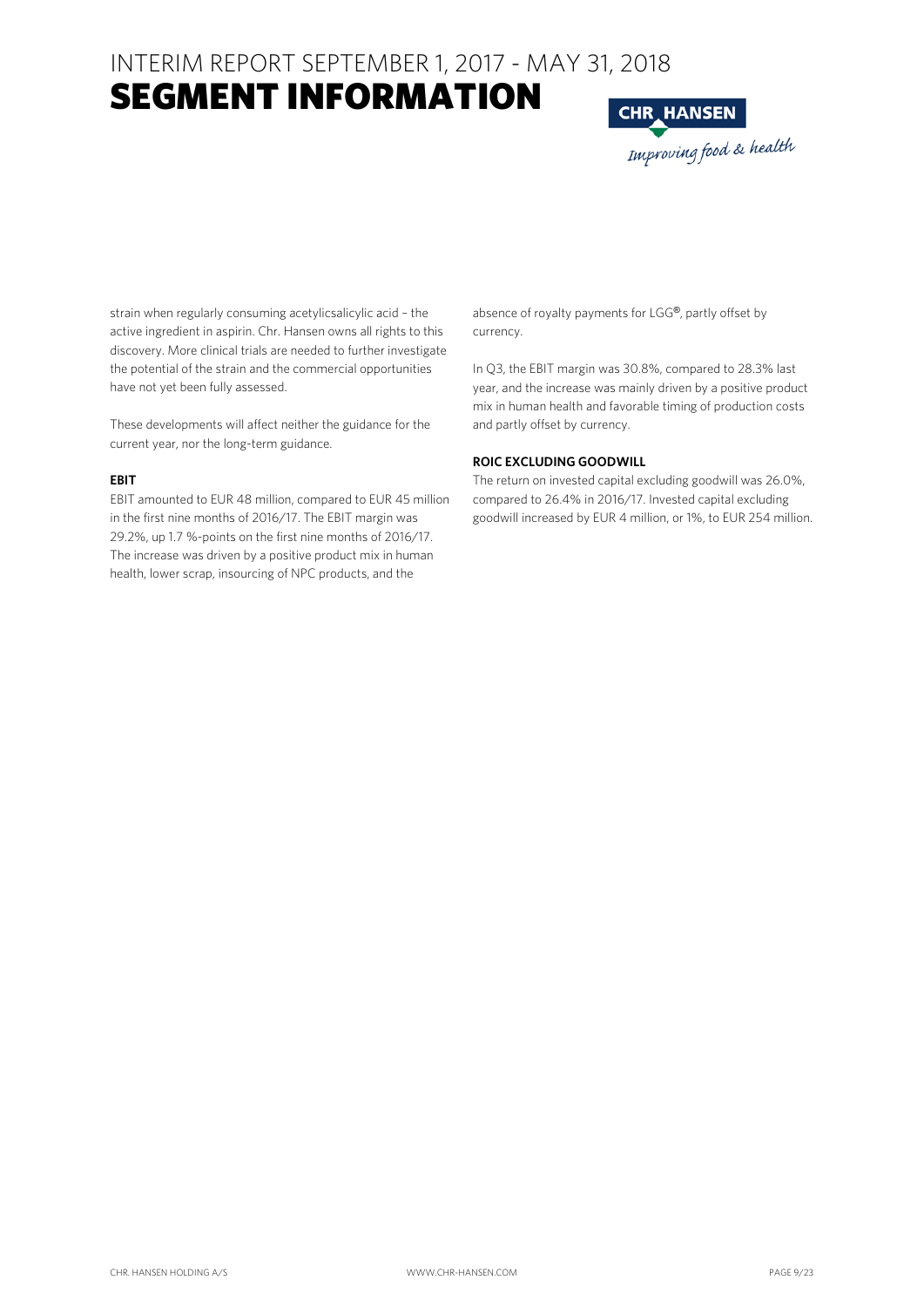# INTERIM REPORT SEPTEMBER 1, 2017 - MAY 31, 2018
# SEGMENT INFORMATION

strain when regularly consuming acetylicsalicylic acid – the active ingredient in aspirin. Chr. Hansen owns all rights to this discovery. More clinical trials are needed to further investigate the potential of the strain and the commercial opportunities have not yet been fully assessed.

These developments will affect neither the guidance for the current year, nor the long-term guidance.

### EBIT

EBIT amounted to EUR 48 million, compared to EUR 45 million in the first nine months of 2016/17. The EBIT margin was 29.2%, up 1.7 %-points on the first nine months of 2016/17. The increase was driven by a positive product mix in human health, lower scrap, insourcing of NPC products, and the absence of royalty payments for LGG®, partly offset by currency.

In Q3, the EBIT margin was 30.8%, compared to 28.3% last year, and the increase was mainly driven by a positive product mix in human health and favorable timing of production costs and partly offset by currency.

### ROIC EXCLUDING GOODWILL

The return on invested capital excluding goodwill was 26.0%, compared to 26.4% in 2016/17. Invested capital excluding goodwill increased by EUR 4 million, or 1%, to EUR 254 million.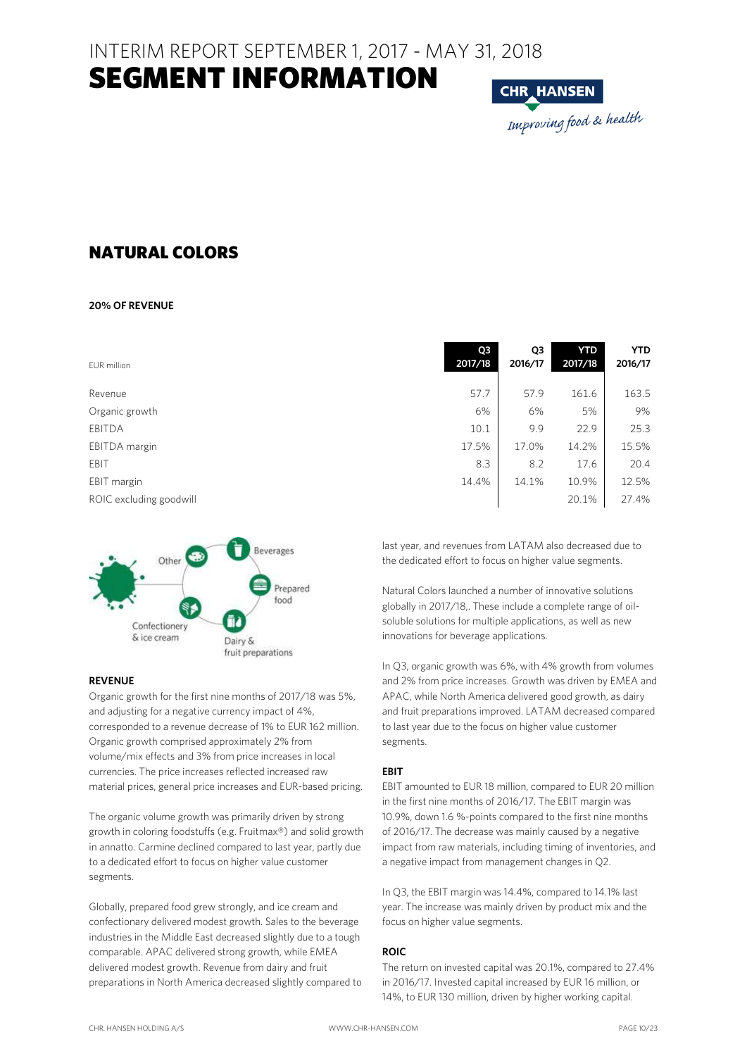# INTERIM REPORT SEPTEMBER 1, 2017 - MAY 31, 2018
# SEGMENT INFORMATION

## NATURAL COLORS

**20% OF REVENUE**

| EUR million | Q3 2017/18 | Q3 2016/17 | YTD 2017/18 | YTD 2016/17 |
|---|---|---|---|---|
| Revenue | 57.7 | 57.9 | 161.6 | 163.5 |
| Organic growth | 6% | 6% | 5% | 9% |
| EBITDA | 10.1 | 9.9 | 22.9 | 25.3 |
| EBITDA margin | 17.5% | 17.0% | 14.2% | 15.5% |
| EBIT | 8.3 | 8.2 | 17.6 | 20.4 |
| EBIT margin | 14.4% | 14.1% | 10.9% | 12.5% |
| ROIC excluding goodwill | | | 20.1% | 27.4% |

Other, Beverages, Prepared food, Dairy & fruit preparations, Confectionery & ice cream

**REVENUE**

Organic growth for the first nine months of 2017/18 was 5%, and adjusting for a negative currency impact of 4%, corresponded to a revenue decrease of 1% to EUR 162 million. Organic growth comprised approximately 2% from volume/mix effects and 3% from price increases in local currencies. The price increases reflected increased raw material prices, general price increases and EUR-based pricing.

The organic volume growth was primarily driven by strong growth in coloring foodstuffs (e.g. Fruitmax®) and solid growth in annatto. Carmine declined compared to last year, partly due to a dedicated effort to focus on higher value customer segments.

Globally, prepared food grew strongly, and ice cream and confectionary delivered modest growth. Sales to the beverage industries in the Middle East decreased slightly due to a tough comparable. APAC delivered strong growth, while EMEA delivered modest growth. Revenue from dairy and fruit preparations in North America decreased slightly compared to last year, and revenues from LATAM also decreased due to the dedicated effort to focus on higher value segments.

Natural Colors launched a number of innovative solutions globally in 2017/18,. These include a complete range of oil-soluble solutions for multiple applications, as well as new innovations for beverage applications.

In Q3, organic growth was 6%, with 4% growth from volumes and 2% from price increases. Growth was driven by EMEA and APAC, while North America delivered good growth, as dairy and fruit preparations improved. LATAM decreased compared to last year due to the focus on higher value customer segments.

**EBIT**

EBIT amounted to EUR 18 million, compared to EUR 20 million in the first nine months of 2016/17. The EBIT margin was 10.9%, down 1.6 %-points compared to the first nine months of 2016/17. The decrease was mainly caused by a negative impact from raw materials, including timing of inventories, and a negative impact from management changes in Q2.

In Q3, the EBIT margin was 14.4%, compared to 14.1% last year. The increase was mainly driven by product mix and the focus on higher value segments.

**ROIC**

The return on invested capital was 20.1%, compared to 27.4% in 2016/17. Invested capital increased by EUR 16 million, or 14%, to EUR 130 million, driven by higher working capital.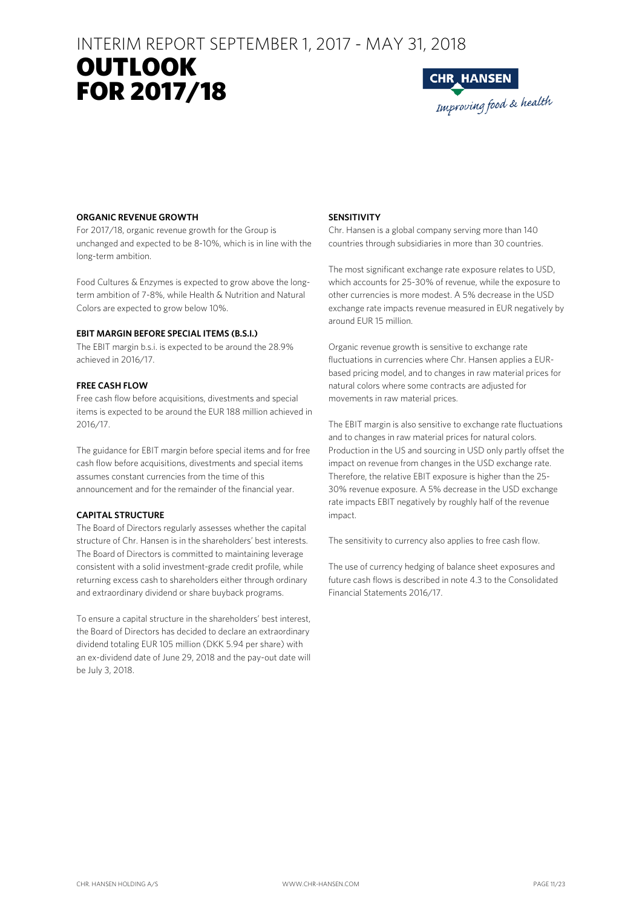# INTERIM REPORT SEPTEMBER 1, 2017 - MAY 31, 2018

# OUTLOOK FOR 2017/18

### ORGANIC REVENUE GROWTH

For 2017/18, organic revenue growth for the Group is unchanged and expected to be 8-10%, which is in line with the long-term ambition.

Food Cultures & Enzymes is expected to grow above the long-term ambition of 7-8%, while Health & Nutrition and Natural Colors are expected to grow below 10%.

### EBIT MARGIN BEFORE SPECIAL ITEMS (B.S.I.)

The EBIT margin b.s.i. is expected to be around the 28.9% achieved in 2016/17.

### FREE CASH FLOW

Free cash flow before acquisitions, divestments and special items is expected to be around the EUR 188 million achieved in 2016/17.

The guidance for EBIT margin before special items and for free cash flow before acquisitions, divestments and special items assumes constant currencies from the time of this announcement and for the remainder of the financial year.

### CAPITAL STRUCTURE

The Board of Directors regularly assesses whether the capital structure of Chr. Hansen is in the shareholders' best interests. The Board of Directors is committed to maintaining leverage consistent with a solid investment-grade credit profile, while returning excess cash to shareholders either through ordinary and extraordinary dividend or share buyback programs.

To ensure a capital structure in the shareholders' best interest, the Board of Directors has decided to declare an extraordinary dividend totaling EUR 105 million (DKK 5.94 per share) with an ex-dividend date of June 29, 2018 and the pay-out date will be July 3, 2018.

### SENSITIVITY

Chr. Hansen is a global company serving more than 140 countries through subsidiaries in more than 30 countries.

The most significant exchange rate exposure relates to USD, which accounts for 25-30% of revenue, while the exposure to other currencies is more modest. A 5% decrease in the USD exchange rate impacts revenue measured in EUR negatively by around EUR 15 million.

Organic revenue growth is sensitive to exchange rate fluctuations in currencies where Chr. Hansen applies a EUR-based pricing model, and to changes in raw material prices for natural colors where some contracts are adjusted for movements in raw material prices.

The EBIT margin is also sensitive to exchange rate fluctuations and to changes in raw material prices for natural colors. Production in the US and sourcing in USD only partly offset the impact on revenue from changes in the USD exchange rate. Therefore, the relative EBIT exposure is higher than the 25-30% revenue exposure. A 5% decrease in the USD exchange rate impacts EBIT negatively by roughly half of the revenue impact.

The sensitivity to currency also applies to free cash flow.

The use of currency hedging of balance sheet exposures and future cash flows is described in note 4.3 to the Consolidated Financial Statements 2016/17.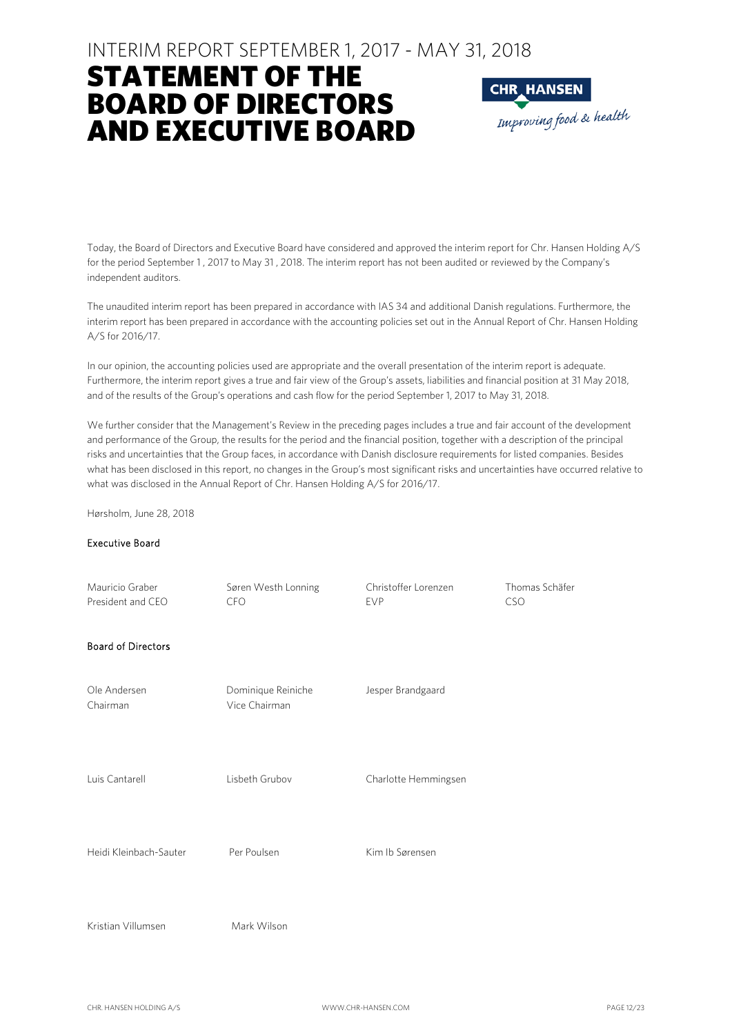INTERIM REPORT SEPTEMBER 1, 2017 - MAY 31, 2018

# STATEMENT OF THE BOARD OF DIRECTORS AND EXECUTIVE BOARD

Today, the Board of Directors and Executive Board have considered and approved the interim report for Chr. Hansen Holding A/S for the period September 1 , 2017 to May 31 , 2018. The interim report has not been audited or reviewed by the Company's independent auditors.

The unaudited interim report has been prepared in accordance with IAS 34 and additional Danish regulations. Furthermore, the interim report has been prepared in accordance with the accounting policies set out in the Annual Report of Chr. Hansen Holding A/S for 2016/17.

In our opinion, the accounting policies used are appropriate and the overall presentation of the interim report is adequate. Furthermore, the interim report gives a true and fair view of the Group's assets, liabilities and financial position at 31 May 2018, and of the results of the Group's operations and cash flow for the period September 1, 2017 to May 31, 2018.

We further consider that the Management's Review in the preceding pages includes a true and fair account of the development and performance of the Group, the results for the period and the financial position, together with a description of the principal risks and uncertainties that the Group faces, in accordance with Danish disclosure requirements for listed companies. Besides what has been disclosed in this report, no changes in the Group's most significant risks and uncertainties have occurred relative to what was disclosed in the Annual Report of Chr. Hansen Holding A/S for 2016/17.

Hørsholm, June 28, 2018

**Executive Board**

Mauricio Graber
President and CEO

Søren Westh Lonning
CFO

Christoffer Lorenzen
EVP

Thomas Schäfer
CSO

**Board of Directors**

Ole Andersen
Chairman

Dominique Reiniche
Vice Chairman

Jesper Brandgaard

Luis Cantarell

Lisbeth Grubov

Charlotte Hemmingsen

Heidi Kleinbach-Sauter

Per Poulsen

Kim Ib Sørensen

Kristian Villumsen

Mark Wilson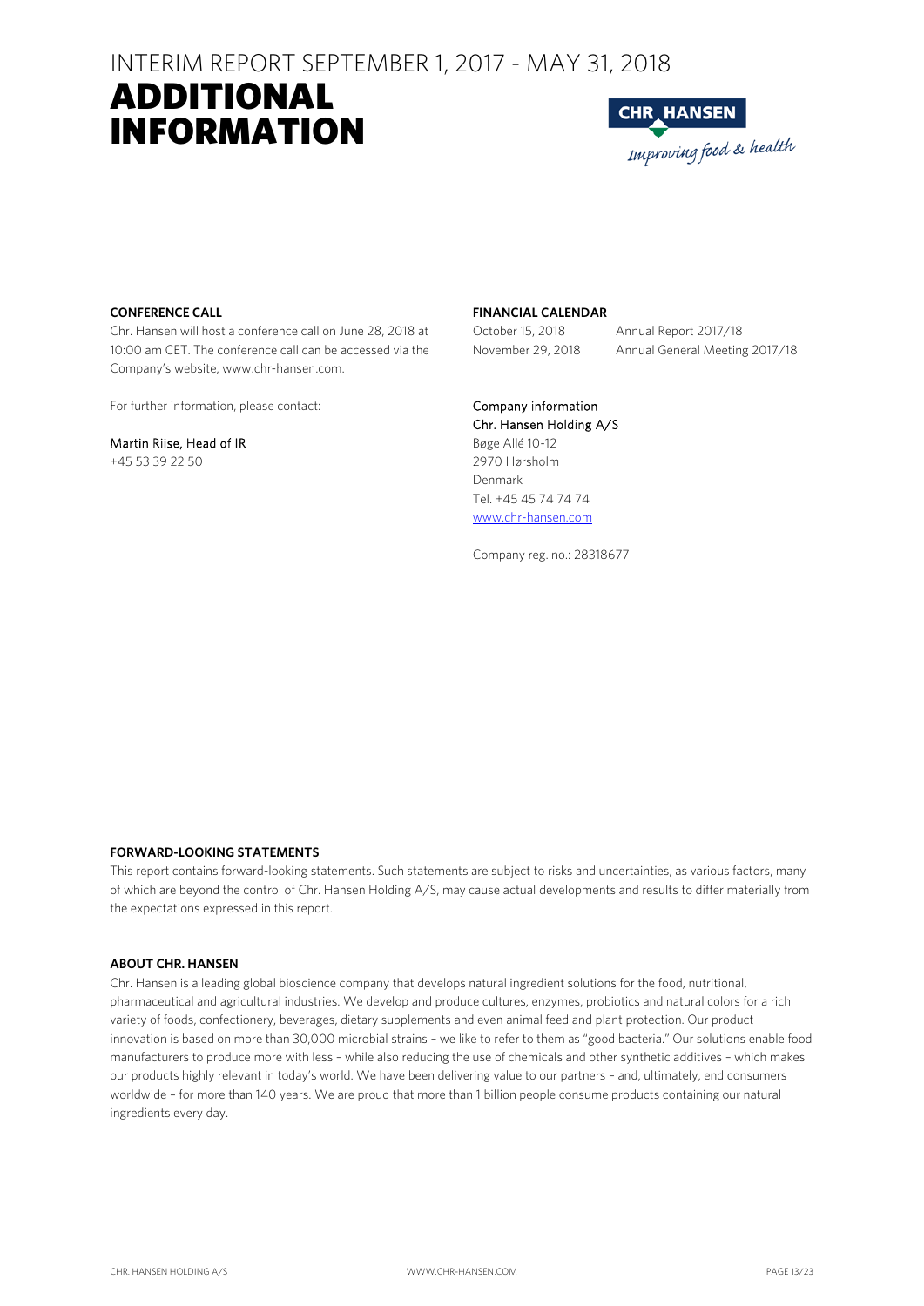# INTERIM REPORT SEPTEMBER 1, 2017 - MAY 31, 2018

# ADDITIONAL INFORMATION

**CONFERENCE CALL**

Chr. Hansen will host a conference call on June 28, 2018 at 10:00 am CET. The conference call can be accessed via the Company's website, www.chr-hansen.com.

For further information, please contact:

Martin Riise, Head of IR
+45 53 39 22 50

**FINANCIAL CALENDAR**

| | |
|---|---|
| October 15, 2018 | Annual Report 2017/18 |
| November 29, 2018 | Annual General Meeting 2017/18 |

Company information
Chr. Hansen Holding A/S
Bøge Allé 10-12
2970 Hørsholm
Denmark
Tel. +45 45 74 74 74
www.chr-hansen.com

Company reg. no.: 28318677

**FORWARD-LOOKING STATEMENTS**

This report contains forward-looking statements. Such statements are subject to risks and uncertainties, as various factors, many of which are beyond the control of Chr. Hansen Holding A/S, may cause actual developments and results to differ materially from the expectations expressed in this report.

**ABOUT CHR. HANSEN**

Chr. Hansen is a leading global bioscience company that develops natural ingredient solutions for the food, nutritional, pharmaceutical and agricultural industries. We develop and produce cultures, enzymes, probiotics and natural colors for a rich variety of foods, confectionery, beverages, dietary supplements and even animal feed and plant protection. Our product innovation is based on more than 30,000 microbial strains – we like to refer to them as "good bacteria." Our solutions enable food manufacturers to produce more with less – while also reducing the use of chemicals and other synthetic additives – which makes our products highly relevant in today's world. We have been delivering value to our partners – and, ultimately, end consumers worldwide – for more than 140 years. We are proud that more than 1 billion people consume products containing our natural ingredients every day.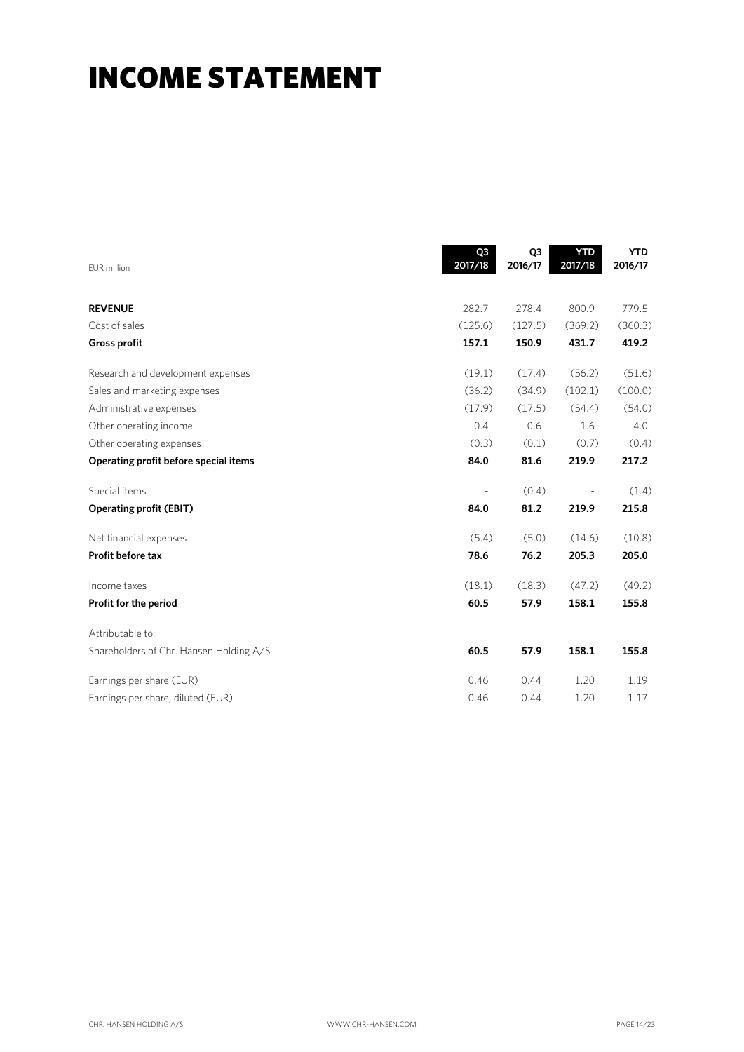# INCOME STATEMENT

| EUR million | Q3 2017/18 | Q3 2016/17 | YTD 2017/18 | YTD 2016/17 |
|---|---|---|---|---|
| **REVENUE** | 282.7 | 278.4 | 800.9 | 779.5 |
| Cost of sales | (125.6) | (127.5) | (369.2) | (360.3) |
| **Gross profit** | **157.1** | **150.9** | **431.7** | **419.2** |
| Research and development expenses | (19.1) | (17.4) | (56.2) | (51.6) |
| Sales and marketing expenses | (36.2) | (34.9) | (102.1) | (100.0) |
| Administrative expenses | (17.9) | (17.5) | (54.4) | (54.0) |
| Other operating income | 0.4 | 0.6 | 1.6 | 4.0 |
| Other operating expenses | (0.3) | (0.1) | (0.7) | (0.4) |
| **Operating profit before special items** | **84.0** | **81.6** | **219.9** | **217.2** |
| Special items | - | (0.4) | - | (1.4) |
| **Operating profit (EBIT)** | **84.0** | **81.2** | **219.9** | **215.8** |
| Net financial expenses | (5.4) | (5.0) | (14.6) | (10.8) |
| **Profit before tax** | **78.6** | **76.2** | **205.3** | **205.0** |
| Income taxes | (18.1) | (18.3) | (47.2) | (49.2) |
| **Profit for the period** | **60.5** | **57.9** | **158.1** | **155.8** |
| Attributable to: | | | | |
| Shareholders of Chr. Hansen Holding A/S | **60.5** | **57.9** | **158.1** | **155.8** |
| Earnings per share (EUR) | 0.46 | 0.44 | 1.20 | 1.19 |
| Earnings per share, diluted (EUR) | 0.46 | 0.44 | 1.20 | 1.17 |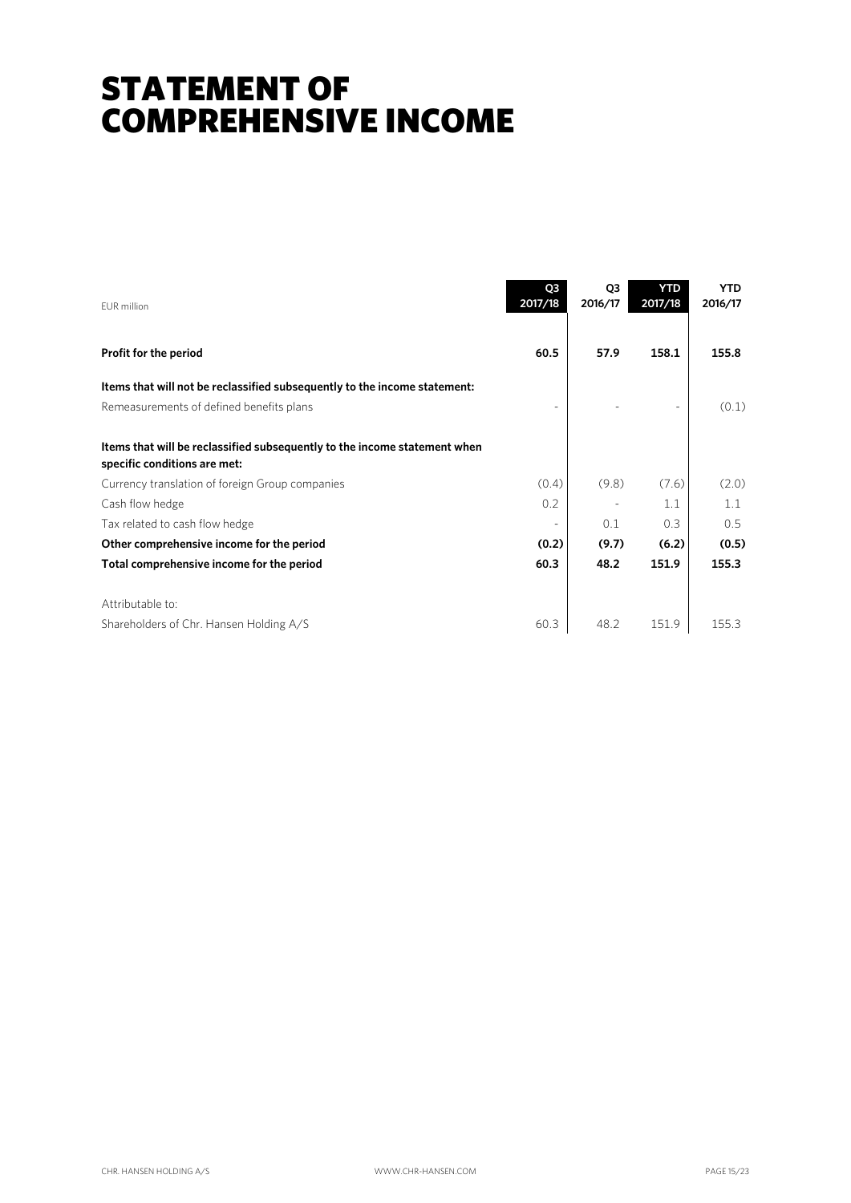# STATEMENT OF COMPREHENSIVE INCOME

| EUR million | Q3 2017/18 | Q3 2016/17 | YTD 2017/18 | YTD 2016/17 |
|---|---|---|---|---|
| **Profit for the period** | **60.5** | **57.9** | **158.1** | **155.8** |
| **Items that will not be reclassified subsequently to the income statement:** | | | | |
| Remeasurements of defined benefits plans | - | - | - | (0.1) |
| **Items that will be reclassified subsequently to the income statement when specific conditions are met:** | | | | |
| Currency translation of foreign Group companies | (0.4) | (9.8) | (7.6) | (2.0) |
| Cash flow hedge | 0.2 | - | 1.1 | 1.1 |
| Tax related to cash flow hedge | - | 0.1 | 0.3 | 0.5 |
| **Other comprehensive income for the period** | **(0.2)** | **(9.7)** | **(6.2)** | **(0.5)** |
| **Total comprehensive income for the period** | **60.3** | **48.2** | **151.9** | **155.3** |
| Attributable to: | | | | |
| Shareholders of Chr. Hansen Holding A/S | 60.3 | 48.2 | 151.9 | 155.3 |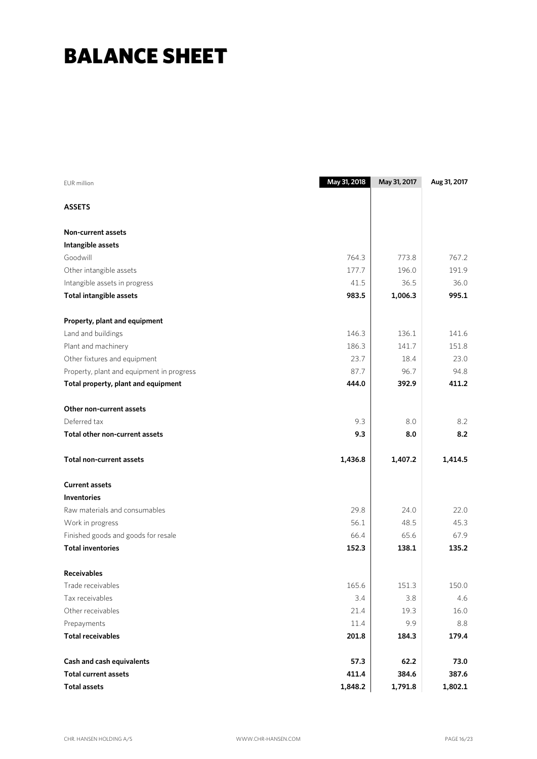# BALANCE SHEET

| EUR million | May 31, 2018 | May 31, 2017 | Aug 31, 2017 |
|---|---|---|---|
| **ASSETS** | | | |
| **Non-current assets** | | | |
| **Intangible assets** | | | |
| Goodwill | 764.3 | 773.8 | 767.2 |
| Other intangible assets | 177.7 | 196.0 | 191.9 |
| Intangible assets in progress | 41.5 | 36.5 | 36.0 |
| **Total intangible assets** | **983.5** | **1,006.3** | **995.1** |
| **Property, plant and equipment** | | | |
| Land and buildings | 146.3 | 136.1 | 141.6 |
| Plant and machinery | 186.3 | 141.7 | 151.8 |
| Other fixtures and equipment | 23.7 | 18.4 | 23.0 |
| Property, plant and equipment in progress | 87.7 | 96.7 | 94.8 |
| **Total property, plant and equipment** | **444.0** | **392.9** | **411.2** |
| **Other non-current assets** | | | |
| Deferred tax | 9.3 | 8.0 | 8.2 |
| **Total other non-current assets** | **9.3** | **8.0** | **8.2** |
| **Total non-current assets** | **1,436.8** | **1,407.2** | **1,414.5** |
| **Current assets** | | | |
| **Inventories** | | | |
| Raw materials and consumables | 29.8 | 24.0 | 22.0 |
| Work in progress | 56.1 | 48.5 | 45.3 |
| Finished goods and goods for resale | 66.4 | 65.6 | 67.9 |
| **Total inventories** | **152.3** | **138.1** | **135.2** |
| **Receivables** | | | |
| Trade receivables | 165.6 | 151.3 | 150.0 |
| Tax receivables | 3.4 | 3.8 | 4.6 |
| Other receivables | 21.4 | 19.3 | 16.0 |
| Prepayments | 11.4 | 9.9 | 8.8 |
| **Total receivables** | **201.8** | **184.3** | **179.4** |
| **Cash and cash equivalents** | **57.3** | **62.2** | **73.0** |
| **Total current assets** | **411.4** | **384.6** | **387.6** |
| **Total assets** | **1,848.2** | **1,791.8** | **1,802.1** |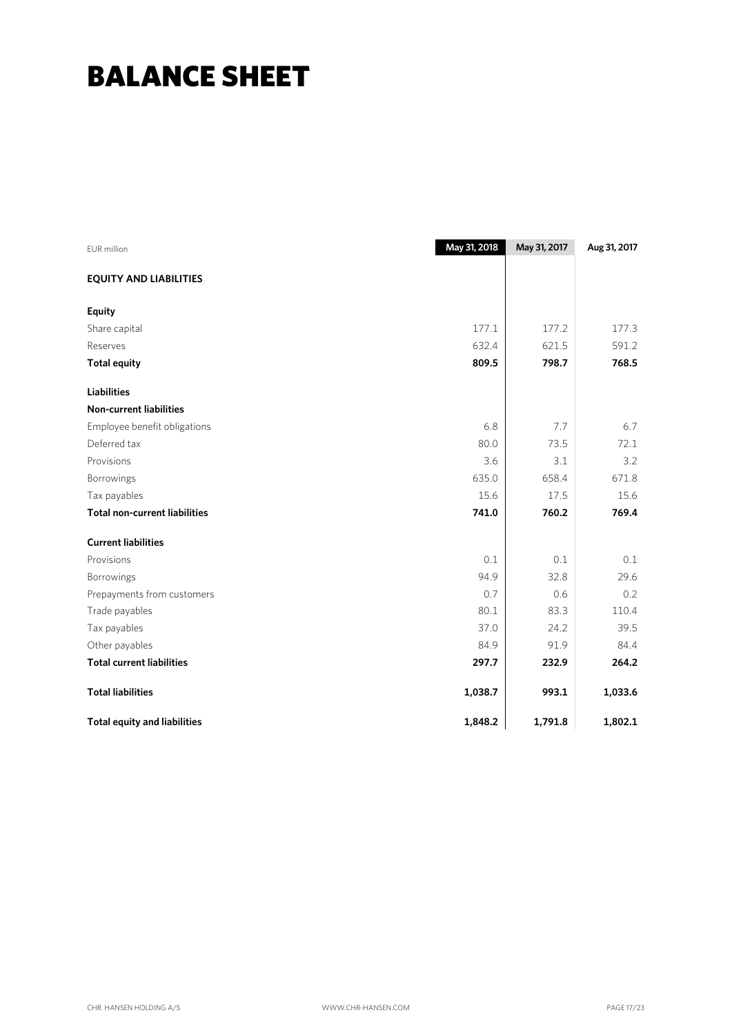# BALANCE SHEET

| EUR million | May 31, 2018 | May 31, 2017 | Aug 31, 2017 |
|---|---|---|---|
| **EQUITY AND LIABILITIES** | | | |
| **Equity** | | | |
| Share capital | 177.1 | 177.2 | 177.3 |
| Reserves | 632.4 | 621.5 | 591.2 |
| **Total equity** | **809.5** | **798.7** | **768.5** |
| **Liabilities** | | | |
| **Non-current liabilities** | | | |
| Employee benefit obligations | 6.8 | 7.7 | 6.7 |
| Deferred tax | 80.0 | 73.5 | 72.1 |
| Provisions | 3.6 | 3.1 | 3.2 |
| Borrowings | 635.0 | 658.4 | 671.8 |
| Tax payables | 15.6 | 17.5 | 15.6 |
| **Total non-current liabilities** | **741.0** | **760.2** | **769.4** |
| **Current liabilities** | | | |
| Provisions | 0.1 | 0.1 | 0.1 |
| Borrowings | 94.9 | 32.8 | 29.6 |
| Prepayments from customers | 0.7 | 0.6 | 0.2 |
| Trade payables | 80.1 | 83.3 | 110.4 |
| Tax payables | 37.0 | 24.2 | 39.5 |
| Other payables | 84.9 | 91.9 | 84.4 |
| **Total current liabilities** | **297.7** | **232.9** | **264.2** |
| **Total liabilities** | **1,038.7** | **993.1** | **1,033.6** |
| **Total equity and liabilities** | **1,848.2** | **1,791.8** | **1,802.1** |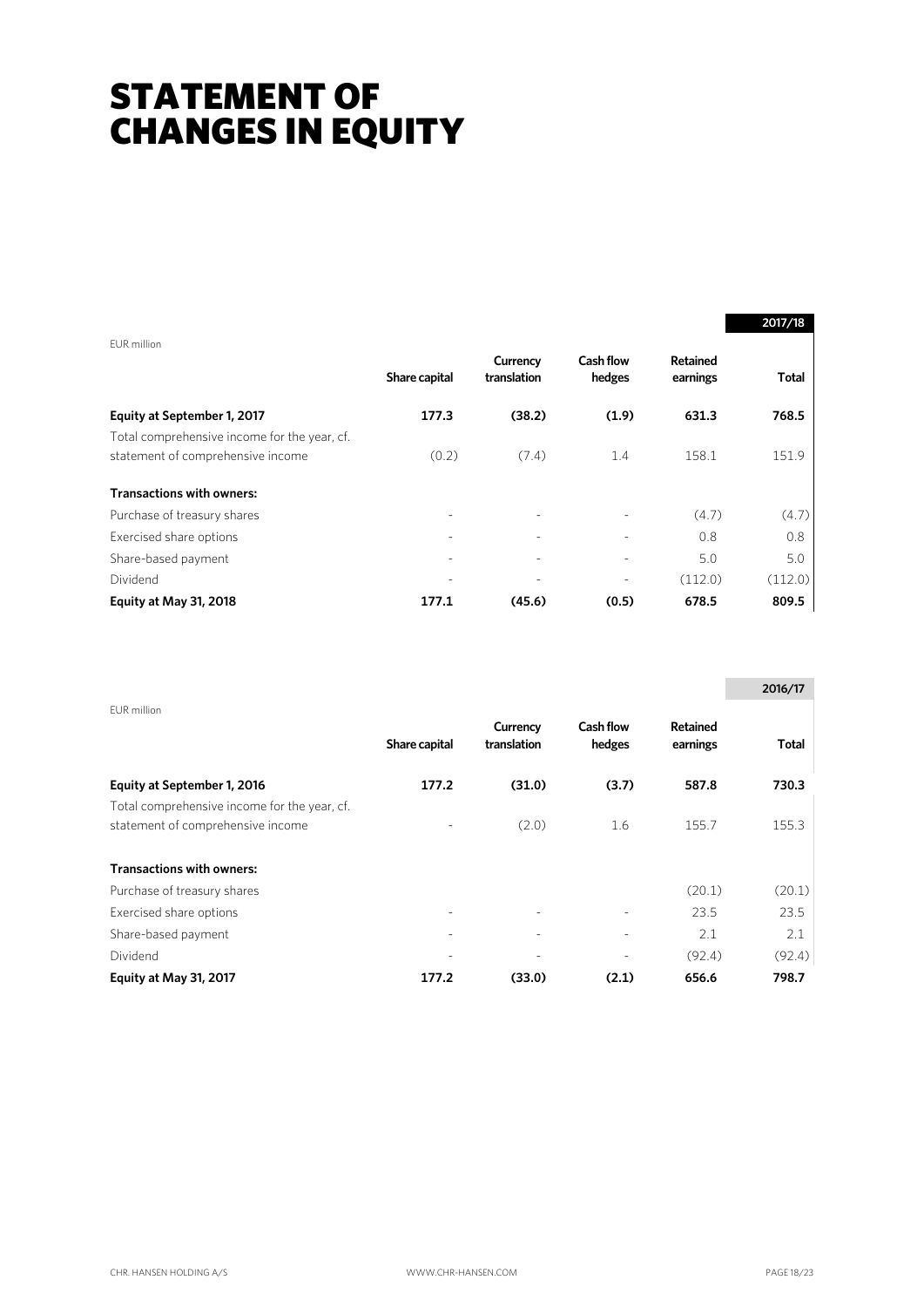# STATEMENT OF CHANGES IN EQUITY

| EUR million | Share capital | Currency translation | Cash flow hedges | Retained earnings | 2017/18 Total |
|---|---|---|---|---|---|
| **Equity at September 1, 2017** | **177.3** | **(38.2)** | **(1.9)** | **631.3** | **768.5** |
| Total comprehensive income for the year, cf. statement of comprehensive income | (0.2) | (7.4) | 1.4 | 158.1 | 151.9 |
| **Transactions with owners:** | | | | | |
| Purchase of treasury shares | - | - | - | (4.7) | (4.7) |
| Exercised share options | - | - | - | 0.8 | 0.8 |
| Share-based payment | - | - | - | 5.0 | 5.0 |
| Dividend | - | - | - | (112.0) | (112.0) |
| **Equity at May 31, 2018** | **177.1** | **(45.6)** | **(0.5)** | **678.5** | **809.5** |

| EUR million | Share capital | Currency translation | Cash flow hedges | Retained earnings | 2016/17 Total |
|---|---|---|---|---|---|
| **Equity at September 1, 2016** | **177.2** | **(31.0)** | **(3.7)** | **587.8** | **730.3** |
| Total comprehensive income for the year, cf. statement of comprehensive income | - | (2.0) | 1.6 | 155.7 | 155.3 |
| **Transactions with owners:** | | | | | |
| Purchase of treasury shares | | | | (20.1) | (20.1) |
| Exercised share options | - | - | - | 23.5 | 23.5 |
| Share-based payment | - | - | - | 2.1 | 2.1 |
| Dividend | - | - | - | (92.4) | (92.4) |
| **Equity at May 31, 2017** | **177.2** | **(33.0)** | **(2.1)** | **656.6** | **798.7** |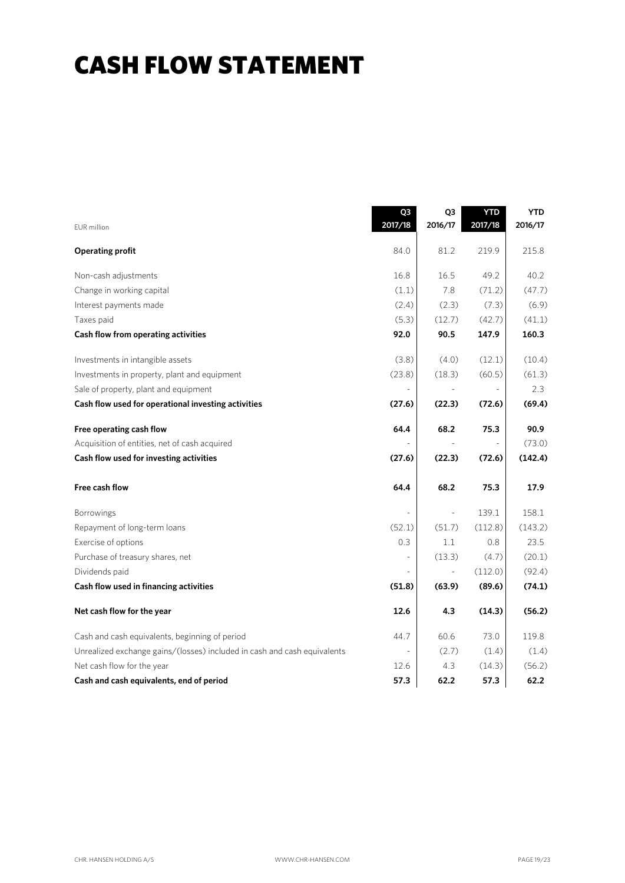# CASH FLOW STATEMENT

| EUR million | Q3 2017/18 | Q3 2016/17 | YTD 2017/18 | YTD 2016/17 |
|---|---|---|---|---|
| **Operating profit** | 84.0 | 81.2 | 219.9 | 215.8 |
| Non-cash adjustments | 16.8 | 16.5 | 49.2 | 40.2 |
| Change in working capital | (1.1) | 7.8 | (71.2) | (47.7) |
| Interest payments made | (2.4) | (2.3) | (7.3) | (6.9) |
| Taxes paid | (5.3) | (12.7) | (42.7) | (41.1) |
| **Cash flow from operating activities** | **92.0** | **90.5** | **147.9** | **160.3** |
| Investments in intangible assets | (3.8) | (4.0) | (12.1) | (10.4) |
| Investments in property, plant and equipment | (23.8) | (18.3) | (60.5) | (61.3) |
| Sale of property, plant and equipment | - | - | - | 2.3 |
| **Cash flow used for operational investing activities** | **(27.6)** | **(22.3)** | **(72.6)** | **(69.4)** |
| **Free operating cash flow** | **64.4** | **68.2** | **75.3** | **90.9** |
| Acquisition of entities, net of cash acquired | - | - | - | (73.0) |
| **Cash flow used for investing activities** | **(27.6)** | **(22.3)** | **(72.6)** | **(142.4)** |
| **Free cash flow** | **64.4** | **68.2** | **75.3** | **17.9** |
| Borrowings | - | - | 139.1 | 158.1 |
| Repayment of long-term loans | (52.1) | (51.7) | (112.8) | (143.2) |
| Exercise of options | 0.3 | 1.1 | 0.8 | 23.5 |
| Purchase of treasury shares, net | - | (13.3) | (4.7) | (20.1) |
| Dividends paid | - | - | (112.0) | (92.4) |
| **Cash flow used in financing activities** | **(51.8)** | **(63.9)** | **(89.6)** | **(74.1)** |
| **Net cash flow for the year** | **12.6** | **4.3** | **(14.3)** | **(56.2)** |
| Cash and cash equivalents, beginning of period | 44.7 | 60.6 | 73.0 | 119.8 |
| Unrealized exchange gains/(losses) included in cash and cash equivalents | - | (2.7) | (1.4) | (1.4) |
| Net cash flow for the year | 12.6 | 4.3 | (14.3) | (56.2) |
| **Cash and cash equivalents, end of period** | **57.3** | **62.2** | **57.3** | **62.2** |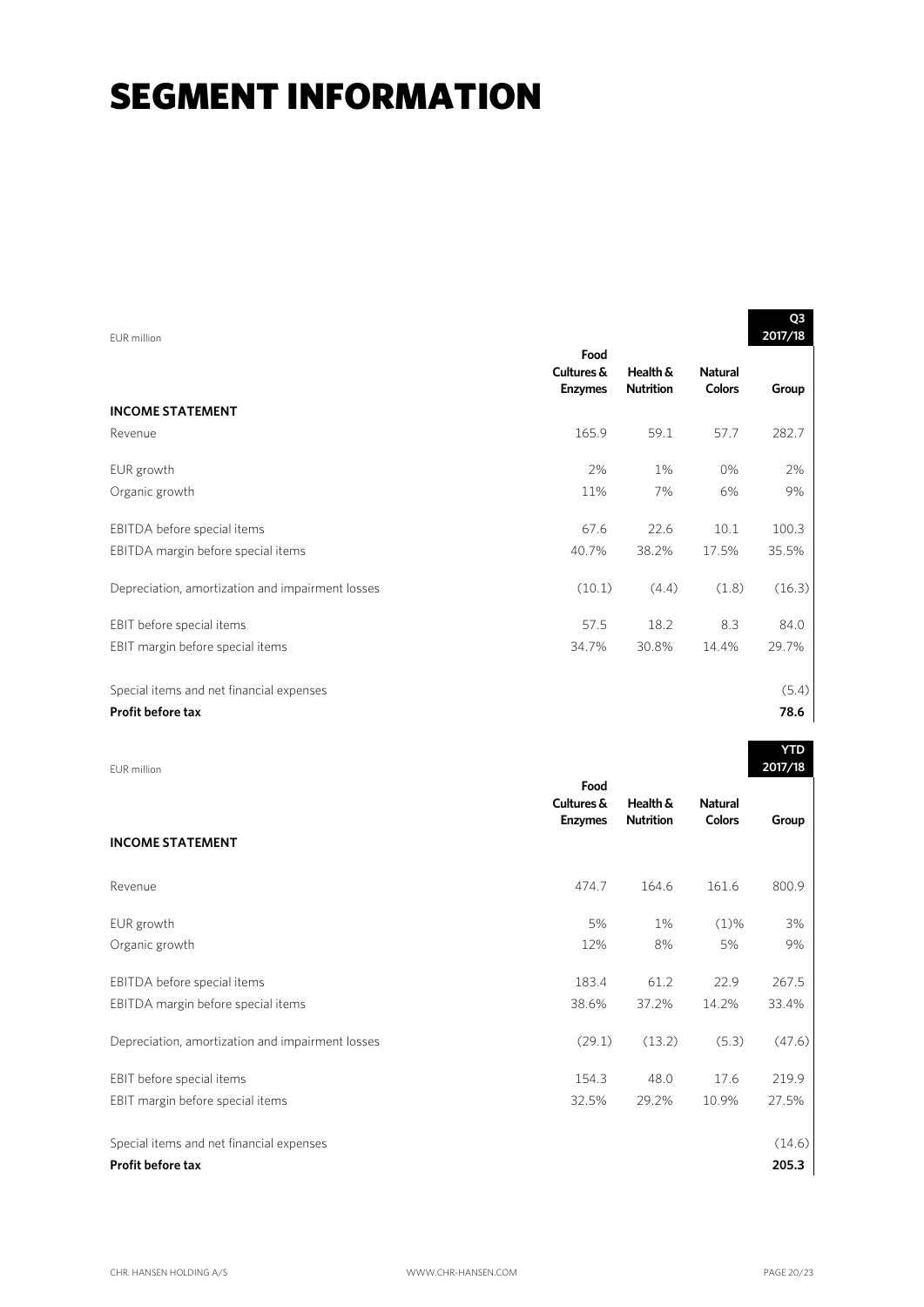# SEGMENT INFORMATION

| EUR million | Food Cultures & Enzymes | Health & Nutrition | Natural Colors | Q3 2017/18 Group |
|---|---|---|---|---|
| **INCOME STATEMENT** | | | | |
| Revenue | 165.9 | 59.1 | 57.7 | 282.7 |
| EUR growth | 2% | 1% | 0% | 2% |
| Organic growth | 11% | 7% | 6% | 9% |
| EBITDA before special items | 67.6 | 22.6 | 10.1 | 100.3 |
| EBITDA margin before special items | 40.7% | 38.2% | 17.5% | 35.5% |
| Depreciation, amortization and impairment losses | (10.1) | (4.4) | (1.8) | (16.3) |
| EBIT before special items | 57.5 | 18.2 | 8.3 | 84.0 |
| EBIT margin before special items | 34.7% | 30.8% | 14.4% | 29.7% |
| Special items and net financial expenses | | | | (5.4) |
| **Profit before tax** | | | | **78.6** |

| EUR million | Food Cultures & Enzymes | Health & Nutrition | Natural Colors | YTD 2017/18 Group |
|---|---|---|---|---|
| **INCOME STATEMENT** | | | | |
| Revenue | 474.7 | 164.6 | 161.6 | 800.9 |
| EUR growth | 5% | 1% | (1)% | 3% |
| Organic growth | 12% | 8% | 5% | 9% |
| EBITDA before special items | 183.4 | 61.2 | 22.9 | 267.5 |
| EBITDA margin before special items | 38.6% | 37.2% | 14.2% | 33.4% |
| Depreciation, amortization and impairment losses | (29.1) | (13.2) | (5.3) | (47.6) |
| EBIT before special items | 154.3 | 48.0 | 17.6 | 219.9 |
| EBIT margin before special items | 32.5% | 29.2% | 10.9% | 27.5% |
| Special items and net financial expenses | | | | (14.6) |
| **Profit before tax** | | | | **205.3** |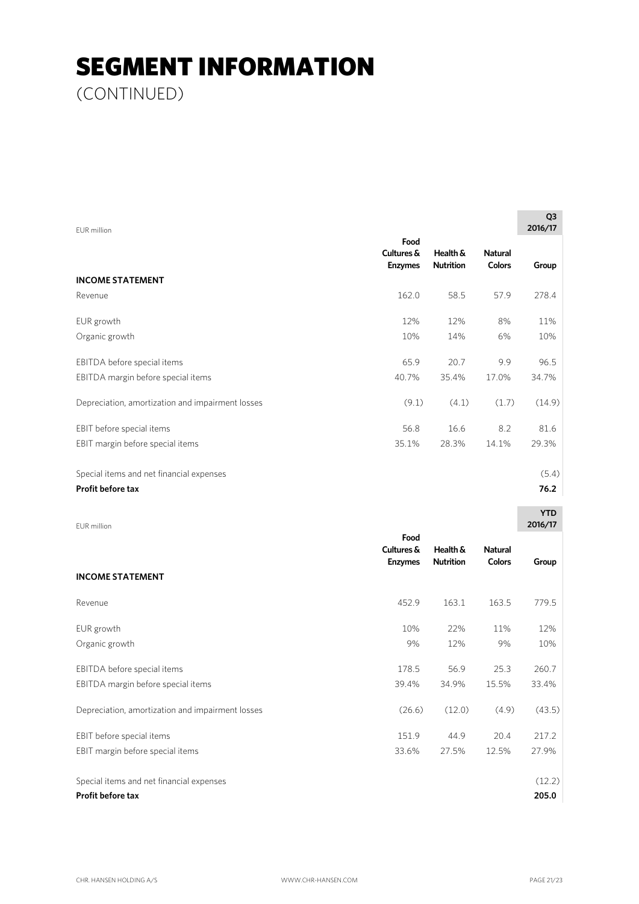# SEGMENT INFORMATION

(CONTINUED)

| EUR million | | | | Q3 2016/17 |
|---|---|---|---|---|
| | Food Cultures & Enzymes | Health & Nutrition | Natural Colors | Group |
| **INCOME STATEMENT** | | | | |
| Revenue | 162.0 | 58.5 | 57.9 | 278.4 |
| EUR growth | 12% | 12% | 8% | 11% |
| Organic growth | 10% | 14% | 6% | 10% |
| EBITDA before special items | 65.9 | 20.7 | 9.9 | 96.5 |
| EBITDA margin before special items | 40.7% | 35.4% | 17.0% | 34.7% |
| Depreciation, amortization and impairment losses | (9.1) | (4.1) | (1.7) | (14.9) |
| EBIT before special items | 56.8 | 16.6 | 8.2 | 81.6 |
| EBIT margin before special items | 35.1% | 28.3% | 14.1% | 29.3% |
| Special items and net financial expenses | | | | (5.4) |
| **Profit before tax** | | | | **76.2** |

| EUR million | | | | YTD 2016/17 |
|---|---|---|---|---|
| | Food Cultures & Enzymes | Health & Nutrition | Natural Colors | Group |
| **INCOME STATEMENT** | | | | |
| Revenue | 452.9 | 163.1 | 163.5 | 779.5 |
| EUR growth | 10% | 22% | 11% | 12% |
| Organic growth | 9% | 12% | 9% | 10% |
| EBITDA before special items | 178.5 | 56.9 | 25.3 | 260.7 |
| EBITDA margin before special items | 39.4% | 34.9% | 15.5% | 33.4% |
| Depreciation, amortization and impairment losses | (26.6) | (12.0) | (4.9) | (43.5) |
| EBIT before special items | 151.9 | 44.9 | 20.4 | 217.2 |
| EBIT margin before special items | 33.6% | 27.5% | 12.5% | 27.9% |
| Special items and net financial expenses | | | | (12.2) |
| **Profit before tax** | | | | **205.0** |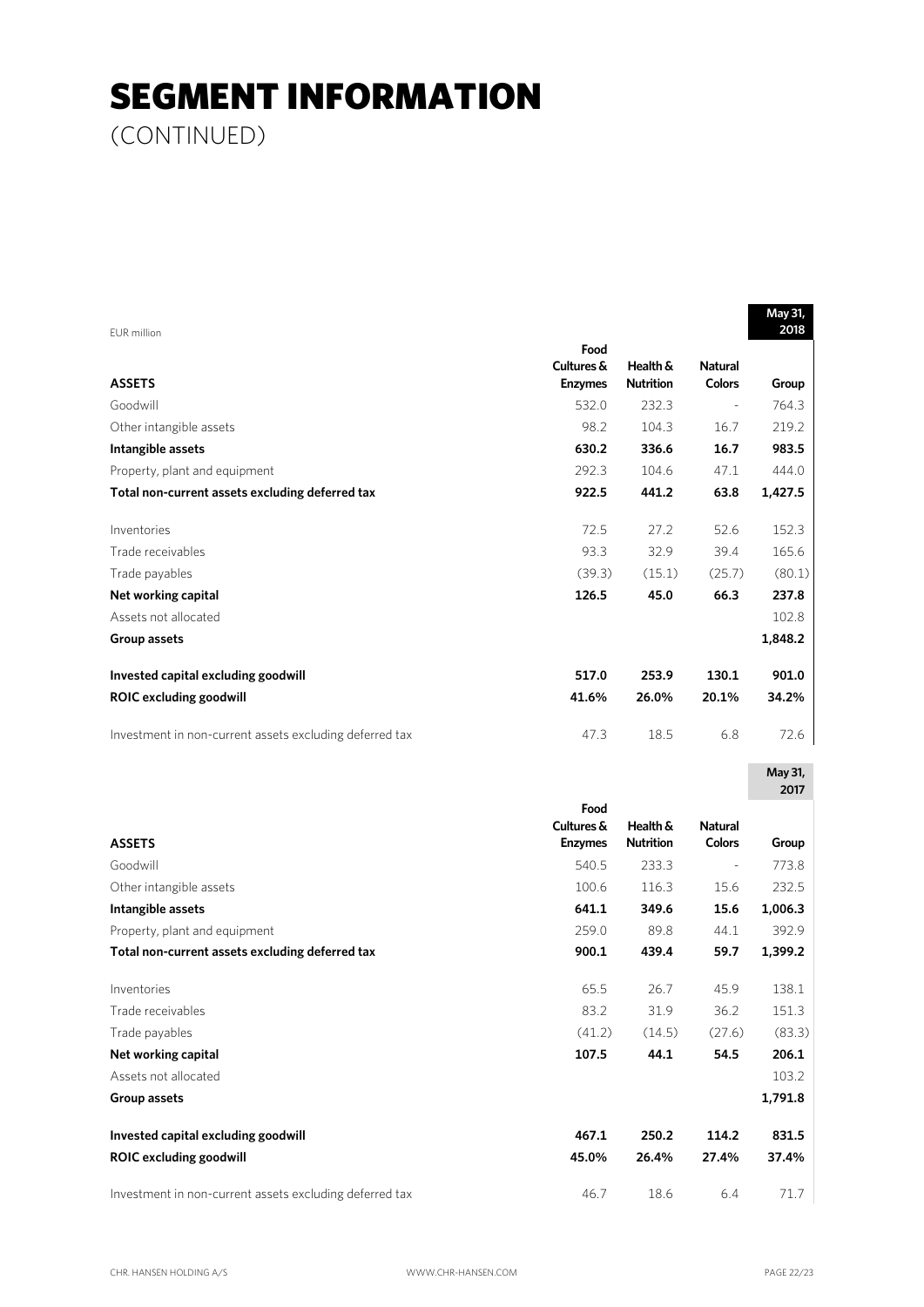# SEGMENT INFORMATION

(CONTINUED)

EUR million

| ASSETS | Food Cultures & Enzymes | Health & Nutrition | Natural Colors | May 31, 2018 Group |
|---|---|---|---|---|
| Goodwill | 532.0 | 232.3 | - | 764.3 |
| Other intangible assets | 98.2 | 104.3 | 16.7 | 219.2 |
| **Intangible assets** | **630.2** | **336.6** | **16.7** | **983.5** |
| Property, plant and equipment | 292.3 | 104.6 | 47.1 | 444.0 |
| **Total non-current assets excluding deferred tax** | **922.5** | **441.2** | **63.8** | **1,427.5** |
| Inventories | 72.5 | 27.2 | 52.6 | 152.3 |
| Trade receivables | 93.3 | 32.9 | 39.4 | 165.6 |
| Trade payables | (39.3) | (15.1) | (25.7) | (80.1) |
| **Net working capital** | **126.5** | **45.0** | **66.3** | **237.8** |
| Assets not allocated | | | | 102.8 |
| **Group assets** | | | | **1,848.2** |
| **Invested capital excluding goodwill** | **517.0** | **253.9** | **130.1** | **901.0** |
| **ROIC excluding goodwill** | **41.6%** | **26.0%** | **20.1%** | **34.2%** |
| Investment in non-current assets excluding deferred tax | 47.3 | 18.5 | 6.8 | 72.6 |

| ASSETS | Food Cultures & Enzymes | Health & Nutrition | Natural Colors | May 31, 2017 Group |
|---|---|---|---|---|
| Goodwill | 540.5 | 233.3 | - | 773.8 |
| Other intangible assets | 100.6 | 116.3 | 15.6 | 232.5 |
| **Intangible assets** | **641.1** | **349.6** | **15.6** | **1,006.3** |
| Property, plant and equipment | 259.0 | 89.8 | 44.1 | 392.9 |
| **Total non-current assets excluding deferred tax** | **900.1** | **439.4** | **59.7** | **1,399.2** |
| Inventories | 65.5 | 26.7 | 45.9 | 138.1 |
| Trade receivables | 83.2 | 31.9 | 36.2 | 151.3 |
| Trade payables | (41.2) | (14.5) | (27.6) | (83.3) |
| **Net working capital** | **107.5** | **44.1** | **54.5** | **206.1** |
| Assets not allocated | | | | 103.2 |
| **Group assets** | | | | **1,791.8** |
| **Invested capital excluding goodwill** | **467.1** | **250.2** | **114.2** | **831.5** |
| **ROIC excluding goodwill** | **45.0%** | **26.4%** | **27.4%** | **37.4%** |
| Investment in non-current assets excluding deferred tax | 46.7 | 18.6 | 6.4 | 71.7 |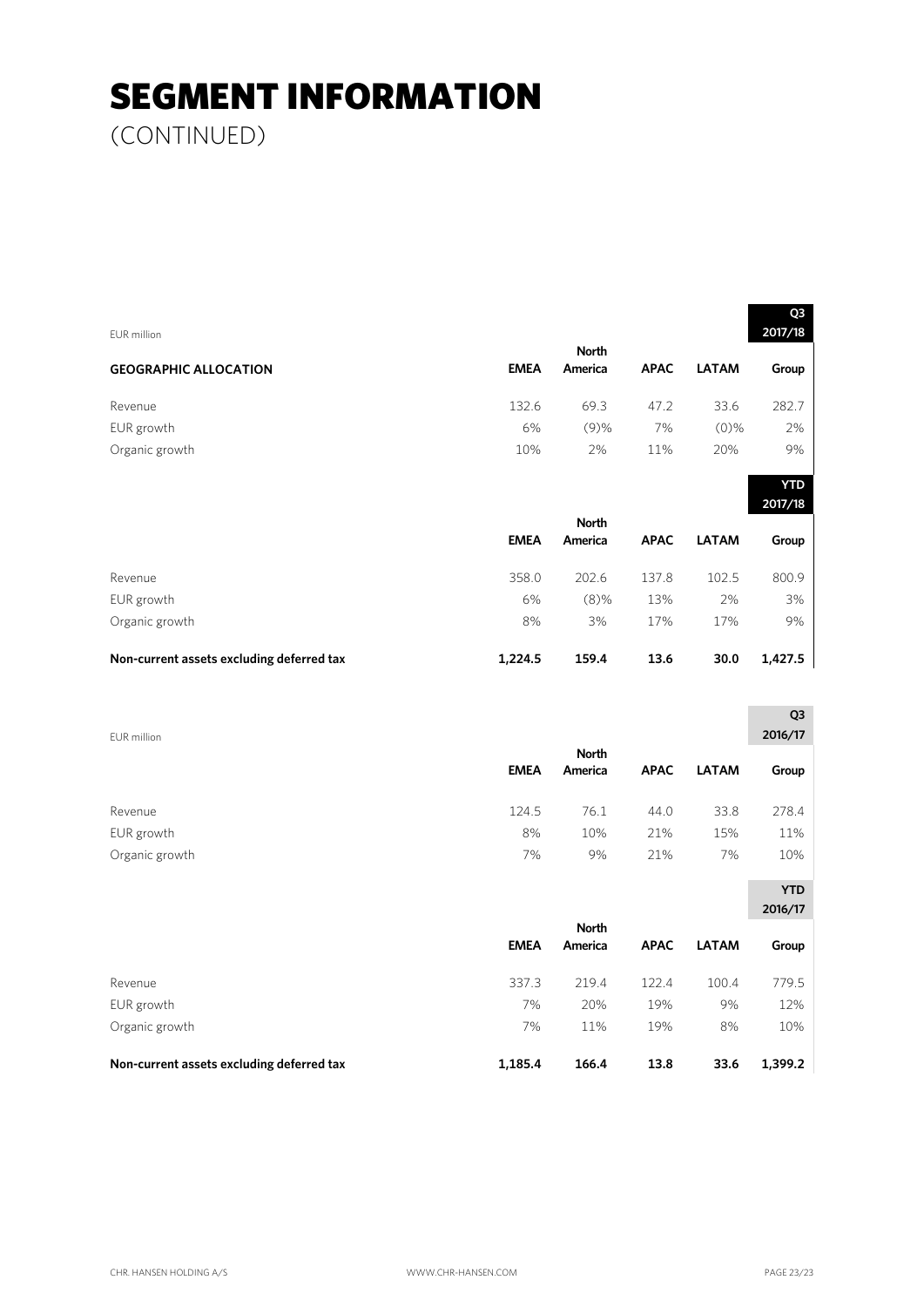# SEGMENT INFORMATION
(CONTINUED)

EUR million

| GEOGRAPHIC ALLOCATION | EMEA | North America | APAC | LATAM | Q3 2017/18 Group |
|---|---|---|---|---|---|
| Revenue | 132.6 | 69.3 | 47.2 | 33.6 | 282.7 |
| EUR growth | 6% | (9)% | 7% | (0)% | 2% |
| Organic growth | 10% | 2% | 11% | 20% | 9% |

| | EMEA | North America | APAC | LATAM | YTD 2017/18 Group |
|---|---|---|---|---|---|
| Revenue | 358.0 | 202.6 | 137.8 | 102.5 | 800.9 |
| EUR growth | 6% | (8)% | 13% | 2% | 3% |
| Organic growth | 8% | 3% | 17% | 17% | 9% |
| **Non-current assets excluding deferred tax** | **1,224.5** | **159.4** | **13.6** | **30.0** | **1,427.5** |

EUR million

| | EMEA | North America | APAC | LATAM | Q3 2016/17 Group |
|---|---|---|---|---|---|
| Revenue | 124.5 | 76.1 | 44.0 | 33.8 | 278.4 |
| EUR growth | 8% | 10% | 21% | 15% | 11% |
| Organic growth | 7% | 9% | 21% | 7% | 10% |

| | EMEA | North America | APAC | LATAM | YTD 2016/17 Group |
|---|---|---|---|---|---|
| Revenue | 337.3 | 219.4 | 122.4 | 100.4 | 779.5 |
| EUR growth | 7% | 20% | 19% | 9% | 12% |
| Organic growth | 7% | 11% | 19% | 8% | 10% |
| **Non-current assets excluding deferred tax** | **1,185.4** | **166.4** | **13.8** | **33.6** | **1,399.2** |